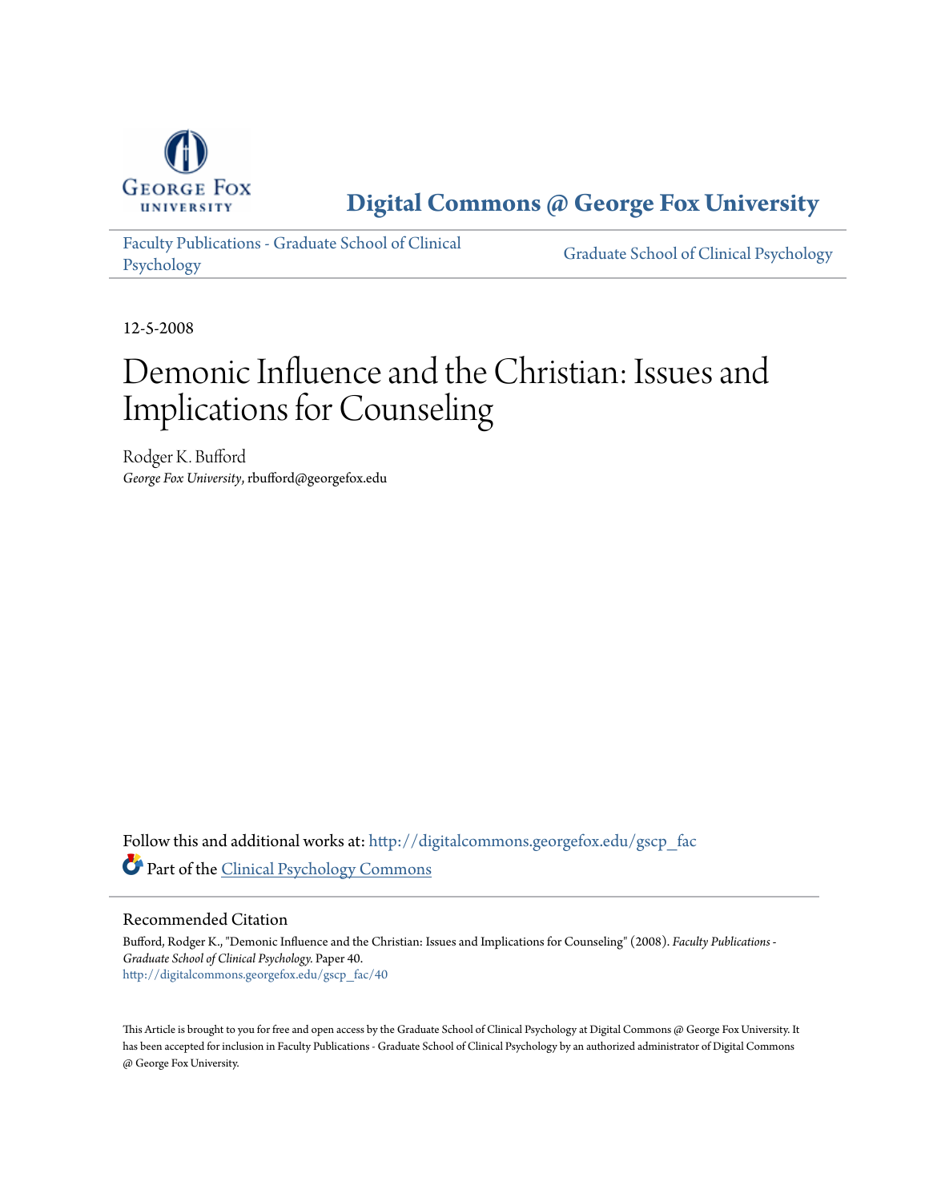George Fox University

# Digital Commons @ George Fox University

Faculty Publications - Graduate School of Clinical Psychology | Graduate School of Clinical Psychology

12-5-2008

# Demonic Influence and the Christian: Issues and Implications for Counseling

Rodger K. Bufford
*George Fox University*, rbufford@georgefox.edu

Follow this and additional works at: http://digitalcommons.georgefox.edu/gscp_fac

Part of the Clinical Psychology Commons

## Recommended Citation

Bufford, Rodger K., "Demonic Influence and the Christian: Issues and Implications for Counseling" (2008). *Faculty Publications - Graduate School of Clinical Psychology*. Paper 40.
http://digitalcommons.georgefox.edu/gscp_fac/40

This Article is brought to you for free and open access by the Graduate School of Clinical Psychology at Digital Commons @ George Fox University. It has been accepted for inclusion in Faculty Publications - Graduate School of Clinical Psychology by an authorized administrator of Digital Commons @ George Fox University.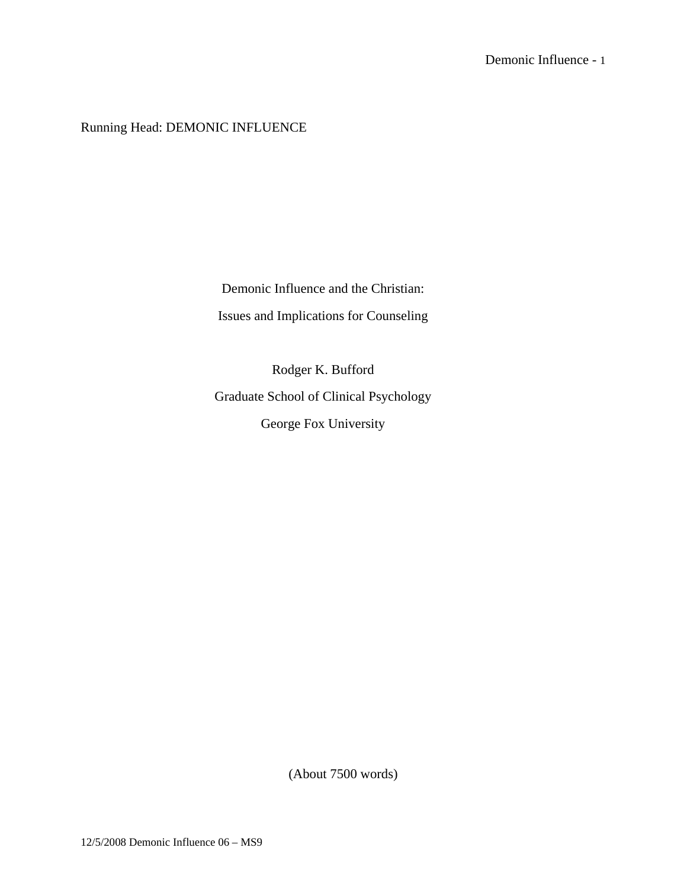Running Head: DEMONIC INFLUENCE

Demonic Influence and the Christian:

Issues and Implications for Counseling

Rodger K. Bufford

Graduate School of Clinical Psychology

George Fox University

(About 7500 words)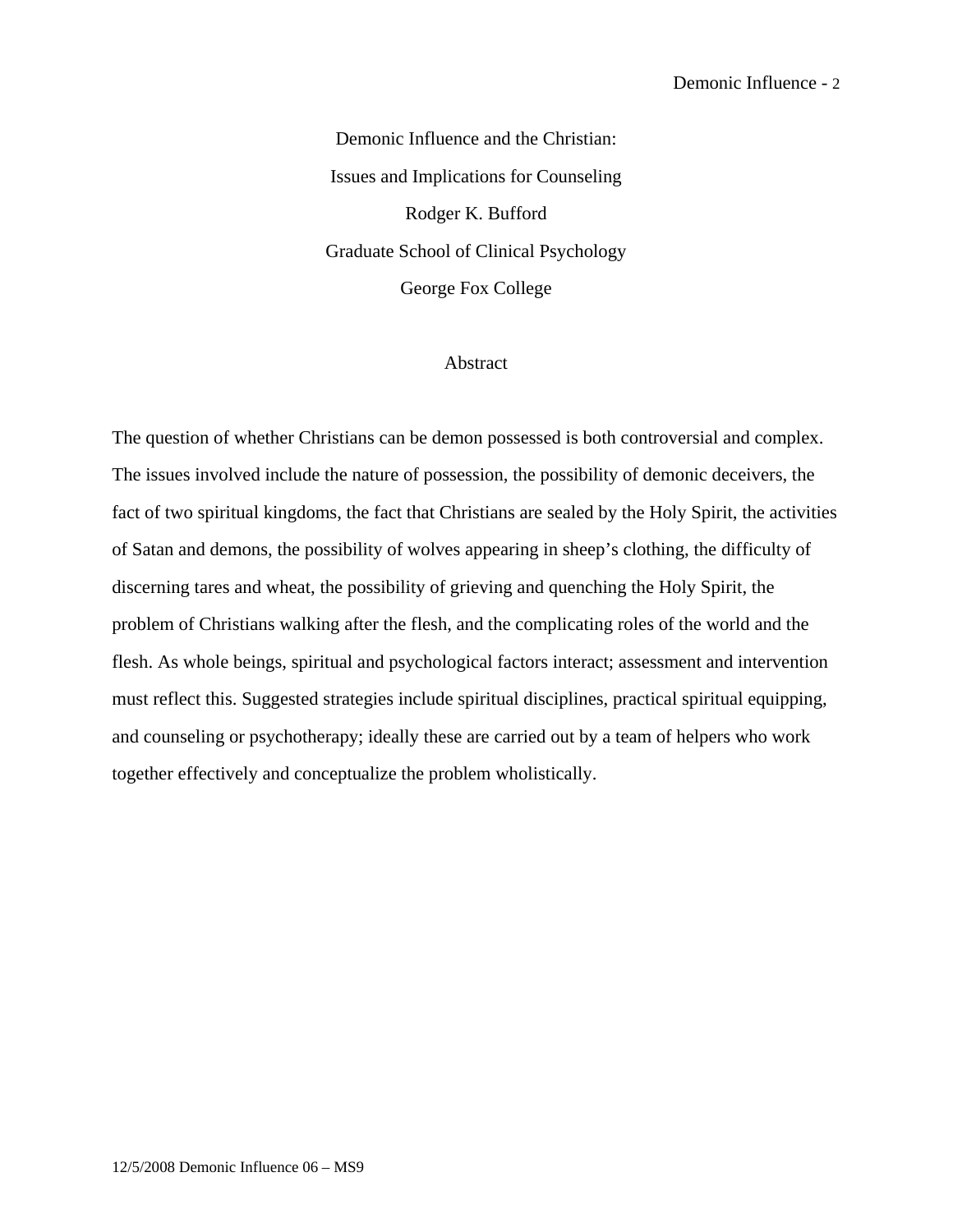Demonic Influence and the Christian:

Issues and Implications for Counseling

Rodger K. Bufford

Graduate School of Clinical Psychology

George Fox College

## Abstract

The question of whether Christians can be demon possessed is both controversial and complex. The issues involved include the nature of possession, the possibility of demonic deceivers, the fact of two spiritual kingdoms, the fact that Christians are sealed by the Holy Spirit, the activities of Satan and demons, the possibility of wolves appearing in sheep's clothing, the difficulty of discerning tares and wheat, the possibility of grieving and quenching the Holy Spirit, the problem of Christians walking after the flesh, and the complicating roles of the world and the flesh. As whole beings, spiritual and psychological factors interact; assessment and intervention must reflect this. Suggested strategies include spiritual disciplines, practical spiritual equipping, and counseling or psychotherapy; ideally these are carried out by a team of helpers who work together effectively and conceptualize the problem wholistically.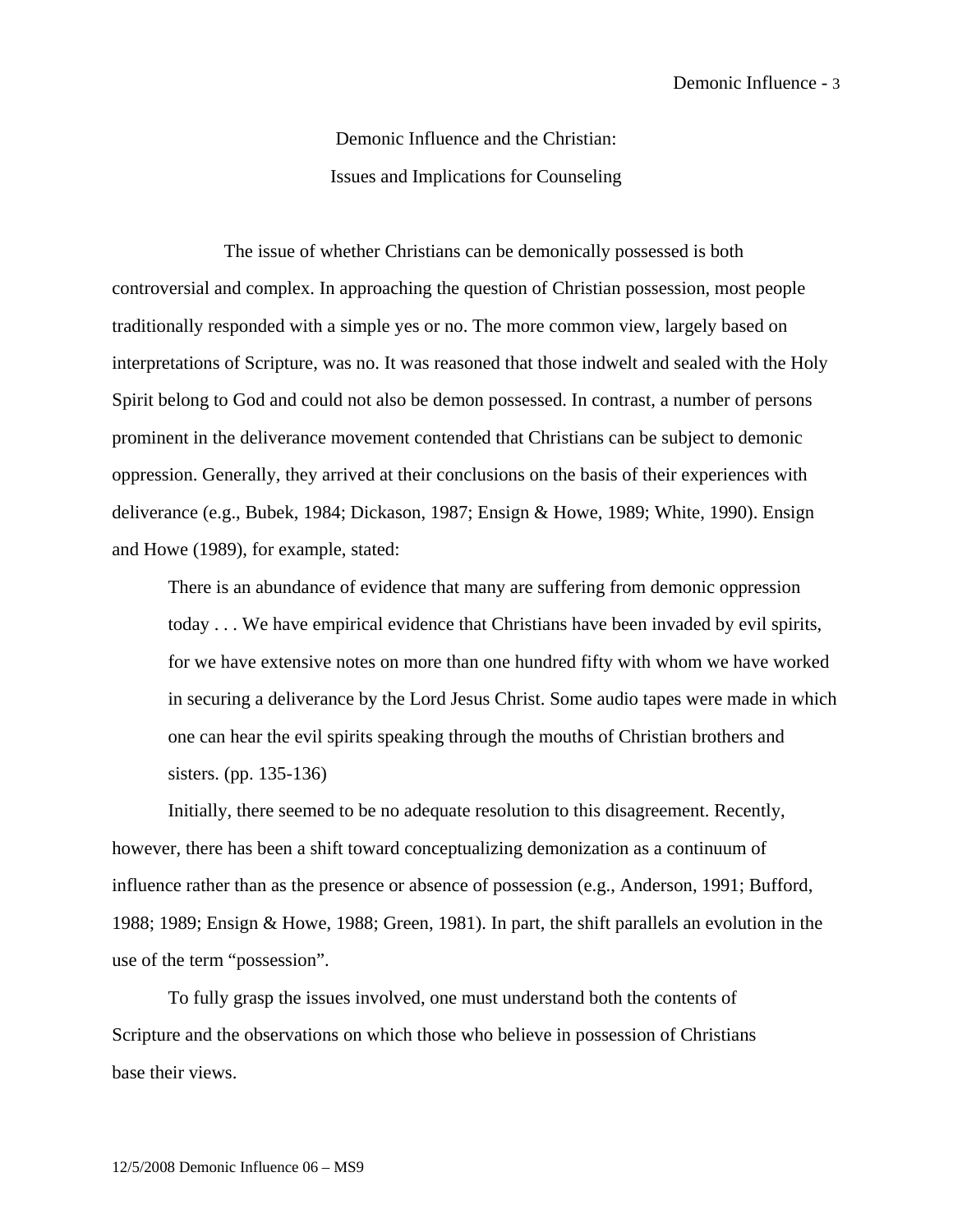Demonic Influence and the Christian:

Issues and Implications for Counseling

The issue of whether Christians can be demonically possessed is both controversial and complex. In approaching the question of Christian possession, most people traditionally responded with a simple yes or no. The more common view, largely based on interpretations of Scripture, was no. It was reasoned that those indwelt and sealed with the Holy Spirit belong to God and could not also be demon possessed. In contrast, a number of persons prominent in the deliverance movement contended that Christians can be subject to demonic oppression. Generally, they arrived at their conclusions on the basis of their experiences with deliverance (e.g., Bubek, 1984; Dickason, 1987; Ensign & Howe, 1989; White, 1990). Ensign and Howe (1989), for example, stated:

> There is an abundance of evidence that many are suffering from demonic oppression today . . . We have empirical evidence that Christians have been invaded by evil spirits, for we have extensive notes on more than one hundred fifty with whom we have worked in securing a deliverance by the Lord Jesus Christ. Some audio tapes were made in which one can hear the evil spirits speaking through the mouths of Christian brothers and sisters. (pp. 135-136)

Initially, there seemed to be no adequate resolution to this disagreement. Recently, however, there has been a shift toward conceptualizing demonization as a continuum of influence rather than as the presence or absence of possession (e.g., Anderson, 1991; Bufford, 1988; 1989; Ensign & Howe, 1988; Green, 1981). In part, the shift parallels an evolution in the use of the term "possession".

To fully grasp the issues involved, one must understand both the contents of Scripture and the observations on which those who believe in possession of Christians base their views.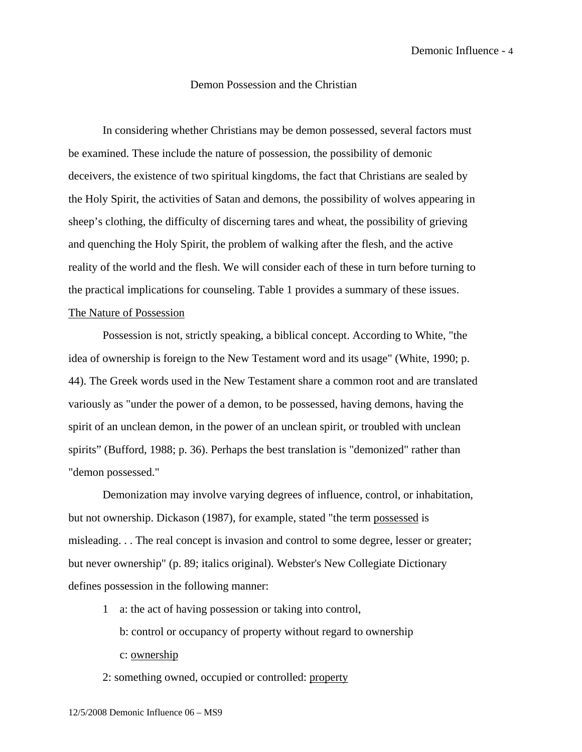Demon Possession and the Christian

In considering whether Christians may be demon possessed, several factors must be examined. These include the nature of possession, the possibility of demonic deceivers, the existence of two spiritual kingdoms, the fact that Christians are sealed by the Holy Spirit, the activities of Satan and demons, the possibility of wolves appearing in sheep’s clothing, the difficulty of discerning tares and wheat, the possibility of grieving and quenching the Holy Spirit, the problem of walking after the flesh, and the active reality of the world and the flesh. We will consider each of these in turn before turning to the practical implications for counseling. Table 1 provides a summary of these issues.

<u>The Nature of Possession</u>

Possession is not, strictly speaking, a biblical concept. According to White, "the idea of ownership is foreign to the New Testament word and its usage" (White, 1990; p. 44). The Greek words used in the New Testament share a common root and are translated variously as "under the power of a demon, to be possessed, having demons, having the spirit of an unclean demon, in the power of an unclean spirit, or troubled with unclean spirits” (Bufford, 1988; p. 36). Perhaps the best translation is "demonized" rather than "demon possessed."

Demonization may involve varying degrees of influence, control, or inhabitation, but not ownership. Dickason (1987), for example, stated "the term <u>possessed</u> is misleading. . . The real concept is invasion and control to some degree, lesser or greater; but never ownership" (p. 89; italics original). Webster's New Collegiate Dictionary defines possession in the following manner:

1 a: the act of having possession or taking into control,

b: control or occupancy of property without regard to ownership

c: <u>ownership</u>

2: something owned, occupied or controlled: <u>property</u>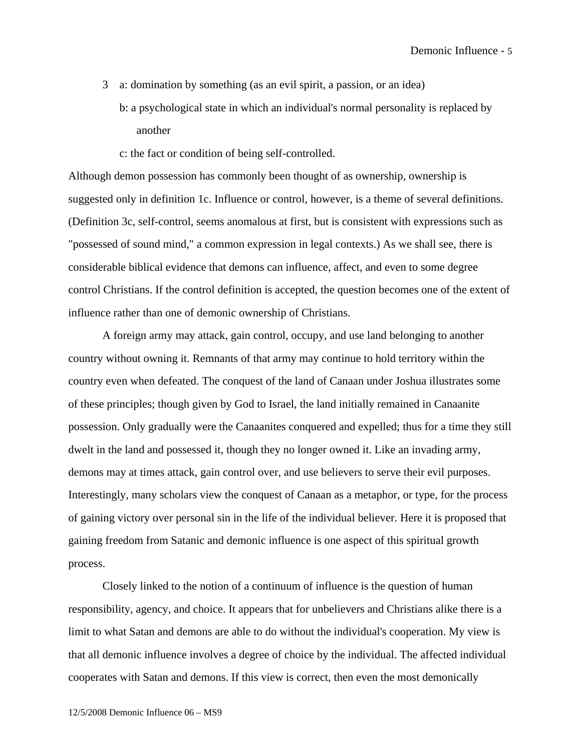3 a: domination by something (as an evil spirit, a passion, or an idea)

   b: a psychological state in which an individual's normal personality is replaced by another

   c: the fact or condition of being self-controlled.

Although demon possession has commonly been thought of as ownership, ownership is suggested only in definition 1c. Influence or control, however, is a theme of several definitions. (Definition 3c, self-control, seems anomalous at first, but is consistent with expressions such as "possessed of sound mind," a common expression in legal contexts.) As we shall see, there is considerable biblical evidence that demons can influence, affect, and even to some degree control Christians. If the control definition is accepted, the question becomes one of the extent of influence rather than one of demonic ownership of Christians.

A foreign army may attack, gain control, occupy, and use land belonging to another country without owning it. Remnants of that army may continue to hold territory within the country even when defeated. The conquest of the land of Canaan under Joshua illustrates some of these principles; though given by God to Israel, the land initially remained in Canaanite possession. Only gradually were the Canaanites conquered and expelled; thus for a time they still dwelt in the land and possessed it, though they no longer owned it. Like an invading army, demons may at times attack, gain control over, and use believers to serve their evil purposes. Interestingly, many scholars view the conquest of Canaan as a metaphor, or type, for the process of gaining victory over personal sin in the life of the individual believer. Here it is proposed that gaining freedom from Satanic and demonic influence is one aspect of this spiritual growth process.

Closely linked to the notion of a continuum of influence is the question of human responsibility, agency, and choice. It appears that for unbelievers and Christians alike there is a limit to what Satan and demons are able to do without the individual's cooperation. My view is that all demonic influence involves a degree of choice by the individual. The affected individual cooperates with Satan and demons. If this view is correct, then even the most demonically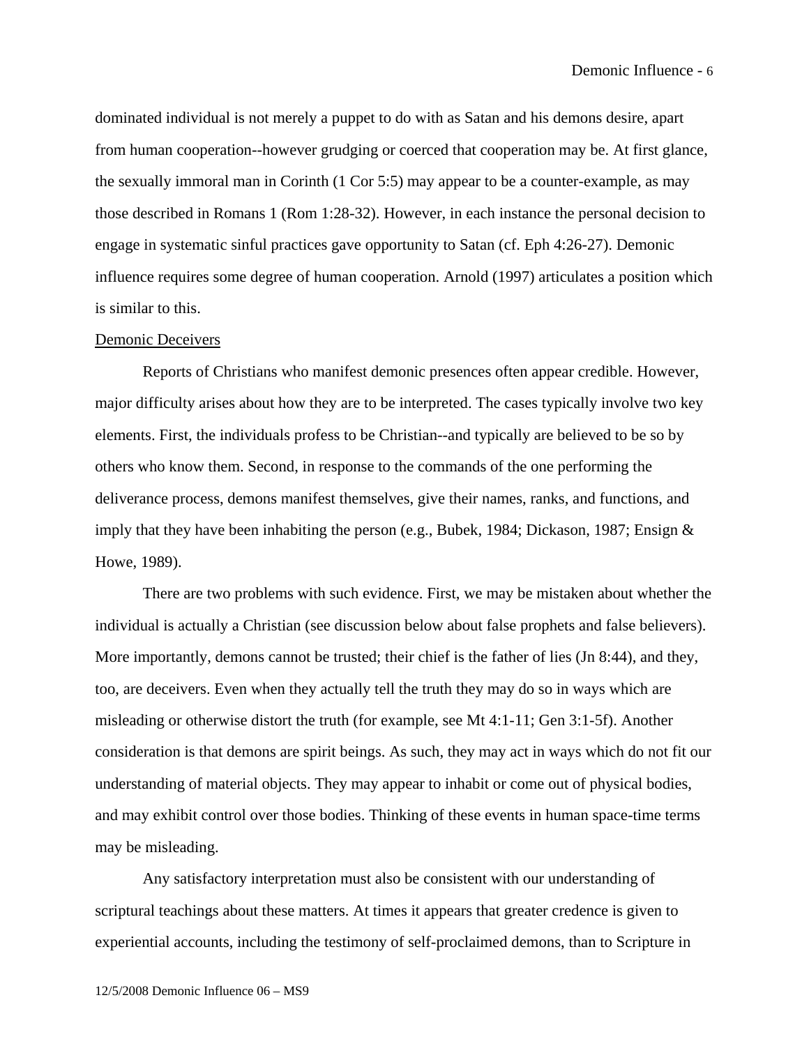dominated individual is not merely a puppet to do with as Satan and his demons desire, apart from human cooperation--however grudging or coerced that cooperation may be. At first glance, the sexually immoral man in Corinth (1 Cor 5:5) may appear to be a counter-example, as may those described in Romans 1 (Rom 1:28-32). However, in each instance the personal decision to engage in systematic sinful practices gave opportunity to Satan (cf. Eph 4:26-27). Demonic influence requires some degree of human cooperation. Arnold (1997) articulates a position which is similar to this.

<u>Demonic Deceivers</u>

Reports of Christians who manifest demonic presences often appear credible. However, major difficulty arises about how they are to be interpreted. The cases typically involve two key elements. First, the individuals profess to be Christian--and typically are believed to be so by others who know them. Second, in response to the commands of the one performing the deliverance process, demons manifest themselves, give their names, ranks, and functions, and imply that they have been inhabiting the person (e.g., Bubek, 1984; Dickason, 1987; Ensign & Howe, 1989).

There are two problems with such evidence. First, we may be mistaken about whether the individual is actually a Christian (see discussion below about false prophets and false believers). More importantly, demons cannot be trusted; their chief is the father of lies (Jn 8:44), and they, too, are deceivers. Even when they actually tell the truth they may do so in ways which are misleading or otherwise distort the truth (for example, see Mt 4:1-11; Gen 3:1-5f). Another consideration is that demons are spirit beings. As such, they may act in ways which do not fit our understanding of material objects. They may appear to inhabit or come out of physical bodies, and may exhibit control over those bodies. Thinking of these events in human space-time terms may be misleading.

Any satisfactory interpretation must also be consistent with our understanding of scriptural teachings about these matters. At times it appears that greater credence is given to experiential accounts, including the testimony of self-proclaimed demons, than to Scripture in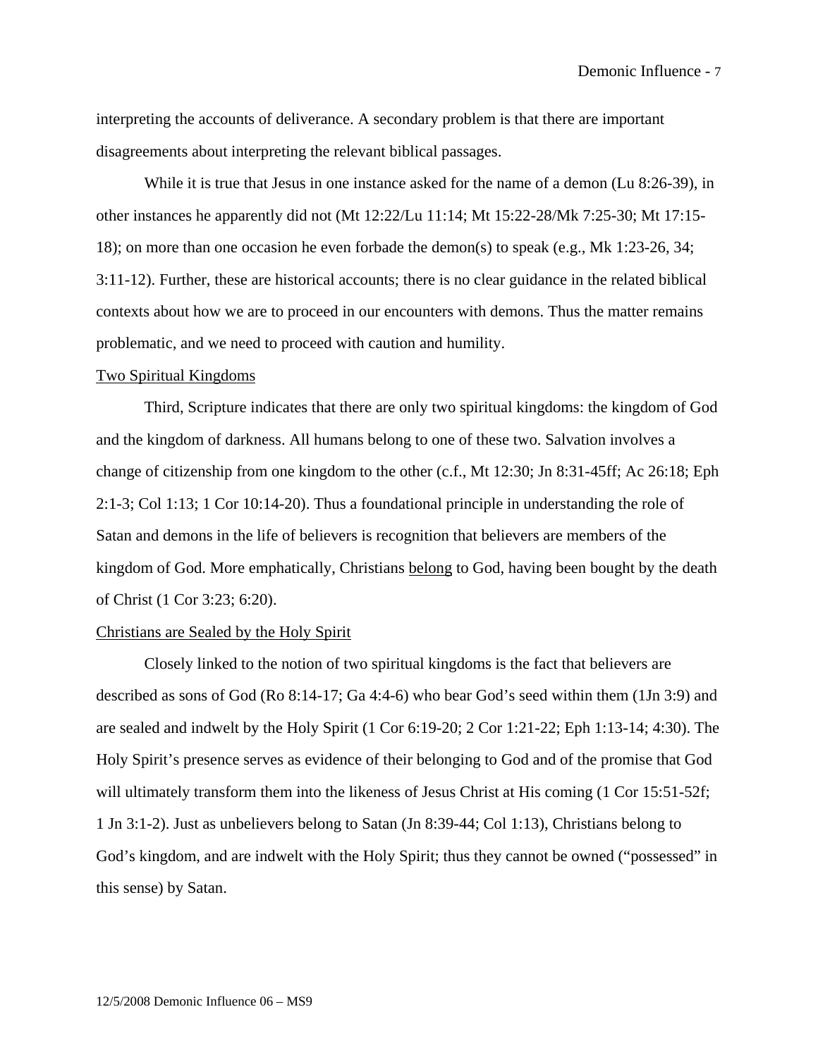interpreting the accounts of deliverance. A secondary problem is that there are important disagreements about interpreting the relevant biblical passages.

While it is true that Jesus in one instance asked for the name of a demon (Lu 8:26-39), in other instances he apparently did not (Mt 12:22/Lu 11:14; Mt 15:22-28/Mk 7:25-30; Mt 17:15-18); on more than one occasion he even forbade the demon(s) to speak (e.g., Mk 1:23-26, 34; 3:11-12). Further, these are historical accounts; there is no clear guidance in the related biblical contexts about how we are to proceed in our encounters with demons. Thus the matter remains problematic, and we need to proceed with caution and humility.

<u>Two Spiritual Kingdoms</u>

Third, Scripture indicates that there are only two spiritual kingdoms: the kingdom of God and the kingdom of darkness. All humans belong to one of these two. Salvation involves a change of citizenship from one kingdom to the other (c.f., Mt 12:30; Jn 8:31-45ff; Ac 26:18; Eph 2:1-3; Col 1:13; 1 Cor 10:14-20). Thus a foundational principle in understanding the role of Satan and demons in the life of believers is recognition that believers are members of the kingdom of God. More emphatically, Christians <u>belong</u> to God, having been bought by the death of Christ (1 Cor 3:23; 6:20).

<u>Christians are Sealed by the Holy Spirit</u>

Closely linked to the notion of two spiritual kingdoms is the fact that believers are described as sons of God (Ro 8:14-17; Ga 4:4-6) who bear God's seed within them (1Jn 3:9) and are sealed and indwelt by the Holy Spirit (1 Cor 6:19-20; 2 Cor 1:21-22; Eph 1:13-14; 4:30). The Holy Spirit's presence serves as evidence of their belonging to God and of the promise that God will ultimately transform them into the likeness of Jesus Christ at His coming (1 Cor 15:51-52f; 1 Jn 3:1-2). Just as unbelievers belong to Satan (Jn 8:39-44; Col 1:13), Christians belong to God's kingdom, and are indwelt with the Holy Spirit; thus they cannot be owned ("possessed" in this sense) by Satan.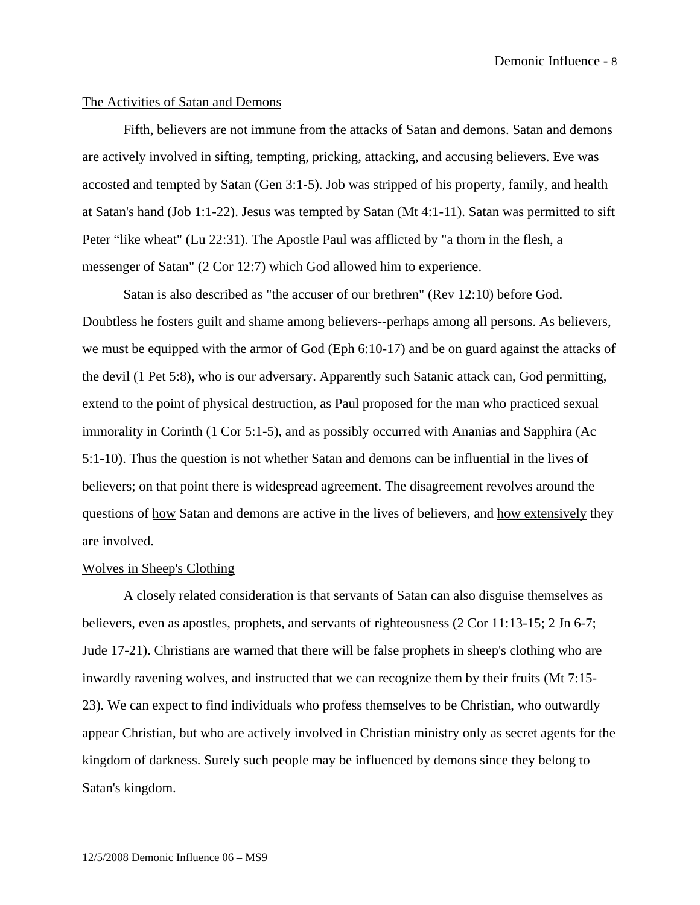## The Activities of Satan and Demons

Fifth, believers are not immune from the attacks of Satan and demons. Satan and demons are actively involved in sifting, tempting, pricking, attacking, and accusing believers. Eve was accosted and tempted by Satan (Gen 3:1-5). Job was stripped of his property, family, and health at Satan's hand (Job 1:1-22). Jesus was tempted by Satan (Mt 4:1-11). Satan was permitted to sift Peter “like wheat" (Lu 22:31). The Apostle Paul was afflicted by "a thorn in the flesh, a messenger of Satan" (2 Cor 12:7) which God allowed him to experience.

Satan is also described as "the accuser of our brethren" (Rev 12:10) before God. Doubtless he fosters guilt and shame among believers--perhaps among all persons. As believers, we must be equipped with the armor of God (Eph 6:10-17) and be on guard against the attacks of the devil (1 Pet 5:8), who is our adversary. Apparently such Satanic attack can, God permitting, extend to the point of physical destruction, as Paul proposed for the man who practiced sexual immorality in Corinth (1 Cor 5:1-5), and as possibly occurred with Ananias and Sapphira (Ac 5:1-10). Thus the question is not whether Satan and demons can be influential in the lives of believers; on that point there is widespread agreement. The disagreement revolves around the questions of how Satan and demons are active in the lives of believers, and how extensively they are involved.

## Wolves in Sheep's Clothing

A closely related consideration is that servants of Satan can also disguise themselves as believers, even as apostles, prophets, and servants of righteousness (2 Cor 11:13-15; 2 Jn 6-7; Jude 17-21). Christians are warned that there will be false prophets in sheep's clothing who are inwardly ravening wolves, and instructed that we can recognize them by their fruits (Mt 7:15-23). We can expect to find individuals who profess themselves to be Christian, who outwardly appear Christian, but who are actively involved in Christian ministry only as secret agents for the kingdom of darkness. Surely such people may be influenced by demons since they belong to Satan's kingdom.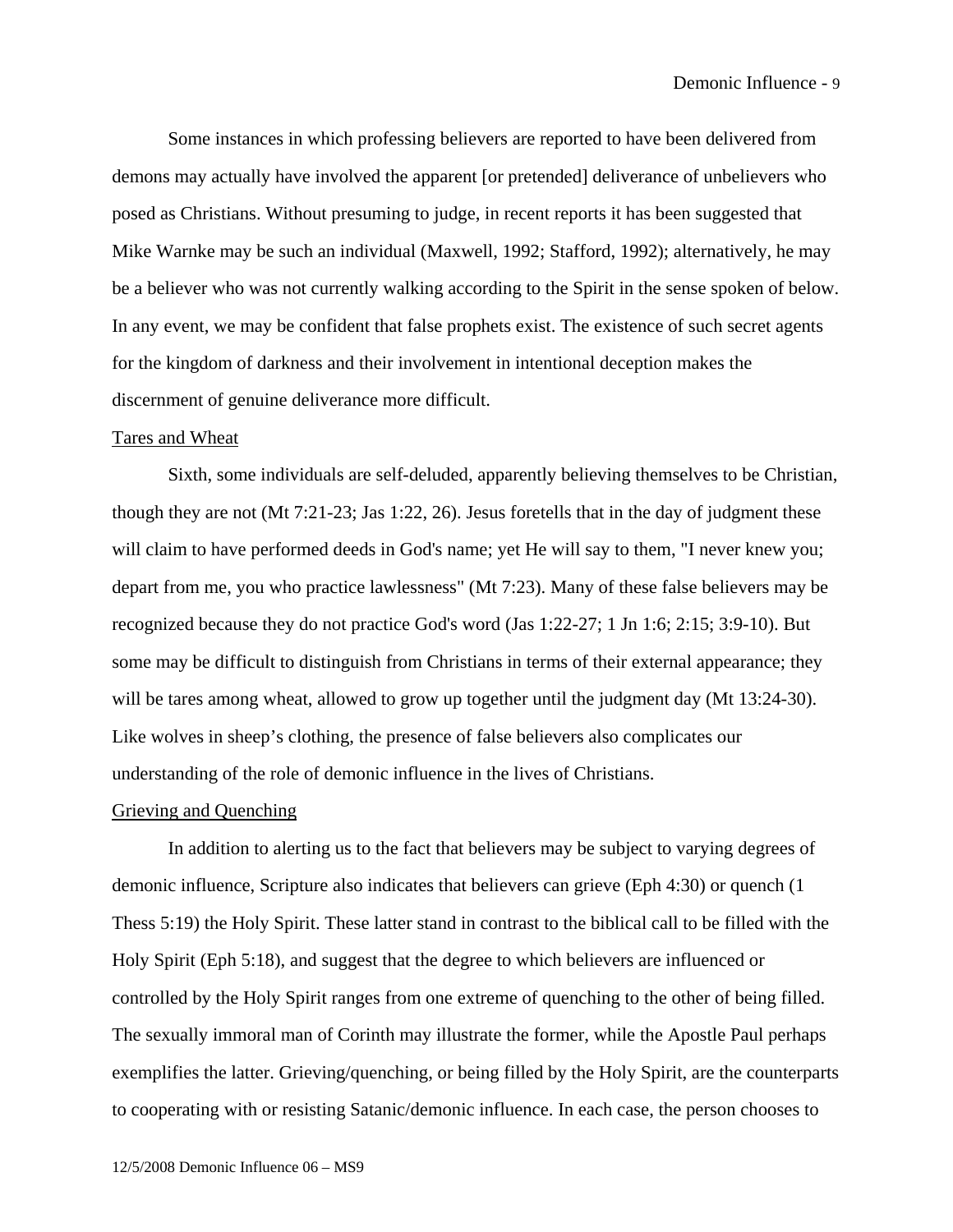Some instances in which professing believers are reported to have been delivered from demons may actually have involved the apparent [or pretended] deliverance of unbelievers who posed as Christians. Without presuming to judge, in recent reports it has been suggested that Mike Warnke may be such an individual (Maxwell, 1992; Stafford, 1992); alternatively, he may be a believer who was not currently walking according to the Spirit in the sense spoken of below. In any event, we may be confident that false prophets exist. The existence of such secret agents for the kingdom of darkness and their involvement in intentional deception makes the discernment of genuine deliverance more difficult.

<u>Tares and Wheat</u>

Sixth, some individuals are self-deluded, apparently believing themselves to be Christian, though they are not (Mt 7:21-23; Jas 1:22, 26). Jesus foretells that in the day of judgment these will claim to have performed deeds in God's name; yet He will say to them, "I never knew you; depart from me, you who practice lawlessness" (Mt 7:23). Many of these false believers may be recognized because they do not practice God's word (Jas 1:22-27; 1 Jn 1:6; 2:15; 3:9-10). But some may be difficult to distinguish from Christians in terms of their external appearance; they will be tares among wheat, allowed to grow up together until the judgment day (Mt 13:24-30). Like wolves in sheep's clothing, the presence of false believers also complicates our understanding of the role of demonic influence in the lives of Christians.

<u>Grieving and Quenching</u>

In addition to alerting us to the fact that believers may be subject to varying degrees of demonic influence, Scripture also indicates that believers can grieve (Eph 4:30) or quench (1 Thess 5:19) the Holy Spirit. These latter stand in contrast to the biblical call to be filled with the Holy Spirit (Eph 5:18), and suggest that the degree to which believers are influenced or controlled by the Holy Spirit ranges from one extreme of quenching to the other of being filled. The sexually immoral man of Corinth may illustrate the former, while the Apostle Paul perhaps exemplifies the latter. Grieving/quenching, or being filled by the Holy Spirit, are the counterparts to cooperating with or resisting Satanic/demonic influence. In each case, the person chooses to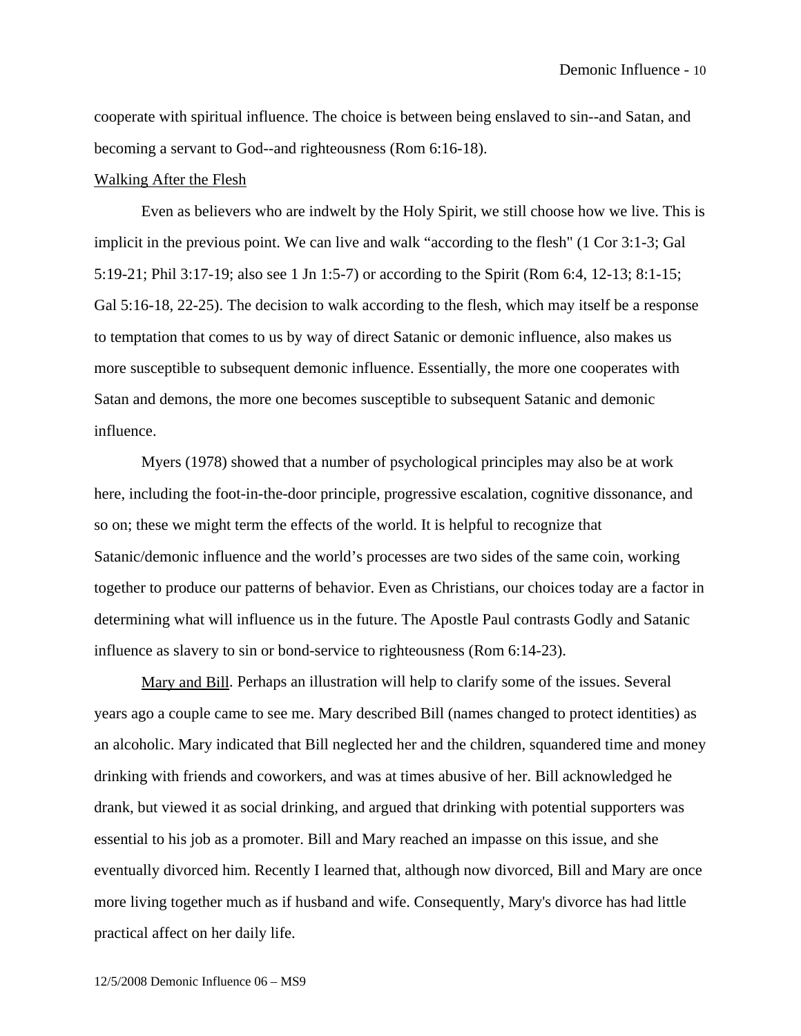cooperate with spiritual influence. The choice is between being enslaved to sin--and Satan, and becoming a servant to God--and righteousness (Rom 6:16-18).

Walking After the Flesh

Even as believers who are indwelt by the Holy Spirit, we still choose how we live. This is implicit in the previous point. We can live and walk "according to the flesh" (1 Cor 3:1-3; Gal 5:19-21; Phil 3:17-19; also see 1 Jn 1:5-7) or according to the Spirit (Rom 6:4, 12-13; 8:1-15; Gal 5:16-18, 22-25). The decision to walk according to the flesh, which may itself be a response to temptation that comes to us by way of direct Satanic or demonic influence, also makes us more susceptible to subsequent demonic influence. Essentially, the more one cooperates with Satan and demons, the more one becomes susceptible to subsequent Satanic and demonic influence.

Myers (1978) showed that a number of psychological principles may also be at work here, including the foot-in-the-door principle, progressive escalation, cognitive dissonance, and so on; these we might term the effects of the world. It is helpful to recognize that Satanic/demonic influence and the world's processes are two sides of the same coin, working together to produce our patterns of behavior. Even as Christians, our choices today are a factor in determining what will influence us in the future. The Apostle Paul contrasts Godly and Satanic influence as slavery to sin or bond-service to righteousness (Rom 6:14-23).

Mary and Bill. Perhaps an illustration will help to clarify some of the issues. Several years ago a couple came to see me. Mary described Bill (names changed to protect identities) as an alcoholic. Mary indicated that Bill neglected her and the children, squandered time and money drinking with friends and coworkers, and was at times abusive of her. Bill acknowledged he drank, but viewed it as social drinking, and argued that drinking with potential supporters was essential to his job as a promoter. Bill and Mary reached an impasse on this issue, and she eventually divorced him. Recently I learned that, although now divorced, Bill and Mary are once more living together much as if husband and wife. Consequently, Mary's divorce has had little practical affect on her daily life.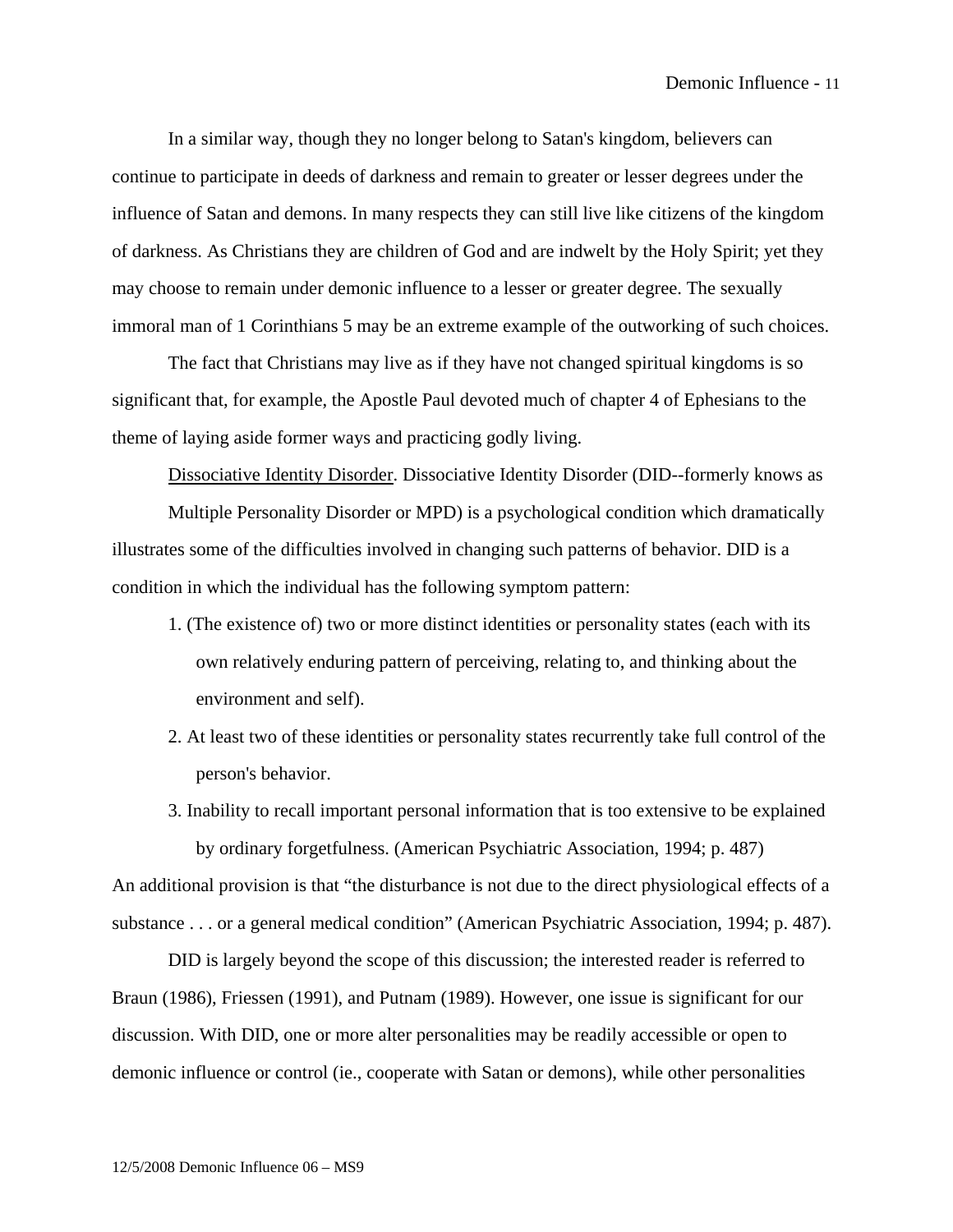In a similar way, though they no longer belong to Satan's kingdom, believers can continue to participate in deeds of darkness and remain to greater or lesser degrees under the influence of Satan and demons. In many respects they can still live like citizens of the kingdom of darkness. As Christians they are children of God and are indwelt by the Holy Spirit; yet they may choose to remain under demonic influence to a lesser or greater degree. The sexually immoral man of 1 Corinthians 5 may be an extreme example of the outworking of such choices.

The fact that Christians may live as if they have not changed spiritual kingdoms is so significant that, for example, the Apostle Paul devoted much of chapter 4 of Ephesians to the theme of laying aside former ways and practicing godly living.

<u>Dissociative Identity Disorder</u>. Dissociative Identity Disorder (DID--formerly knows as Multiple Personality Disorder or MPD) is a psychological condition which dramatically illustrates some of the difficulties involved in changing such patterns of behavior. DID is a condition in which the individual has the following symptom pattern:

1. (The existence of) two or more distinct identities or personality states (each with its own relatively enduring pattern of perceiving, relating to, and thinking about the environment and self).
2. At least two of these identities or personality states recurrently take full control of the person's behavior.
3. Inability to recall important personal information that is too extensive to be explained by ordinary forgetfulness. (American Psychiatric Association, 1994; p. 487)

An additional provision is that "the disturbance is not due to the direct physiological effects of a substance . . . or a general medical condition" (American Psychiatric Association, 1994; p. 487).

DID is largely beyond the scope of this discussion; the interested reader is referred to Braun (1986), Friessen (1991), and Putnam (1989). However, one issue is significant for our discussion. With DID, one or more alter personalities may be readily accessible or open to demonic influence or control (ie., cooperate with Satan or demons), while other personalities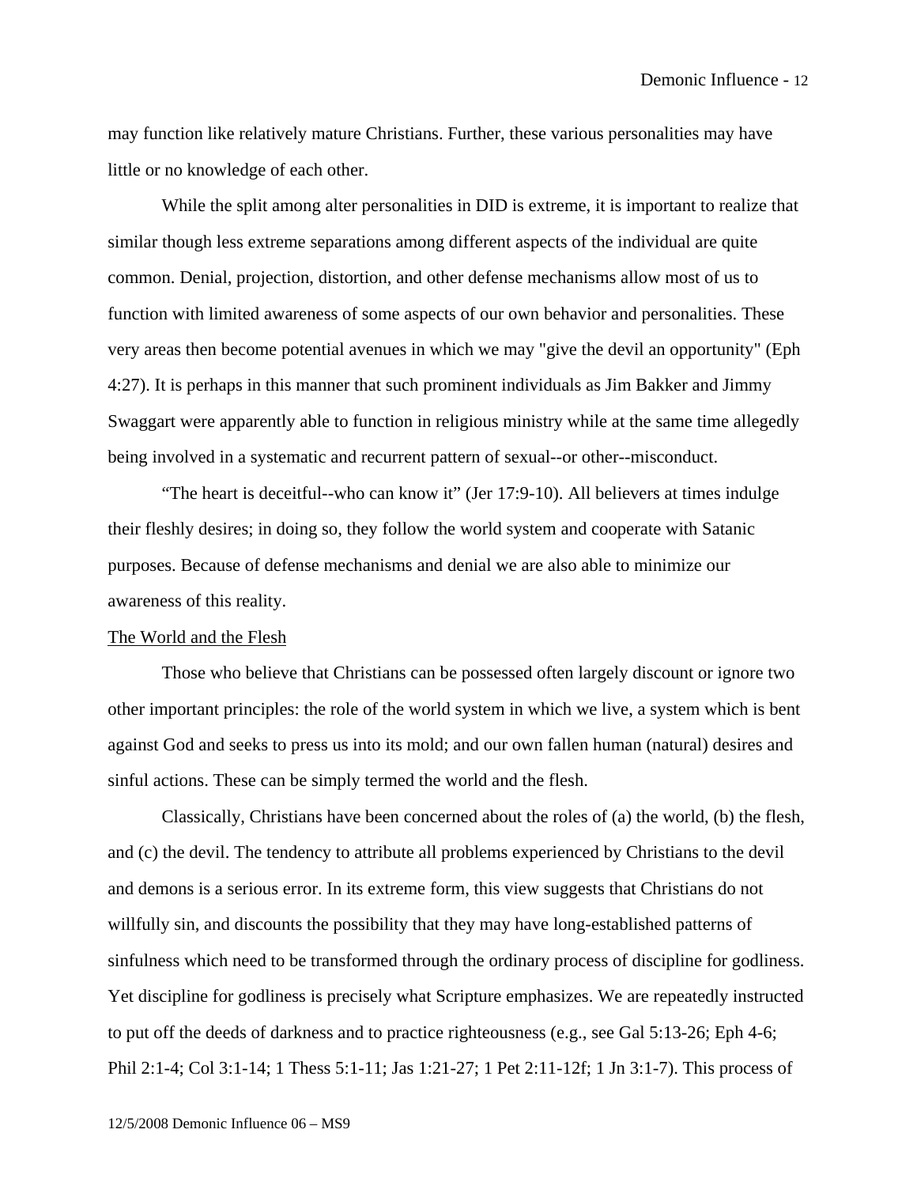may function like relatively mature Christians. Further, these various personalities may have little or no knowledge of each other.

While the split among alter personalities in DID is extreme, it is important to realize that similar though less extreme separations among different aspects of the individual are quite common. Denial, projection, distortion, and other defense mechanisms allow most of us to function with limited awareness of some aspects of our own behavior and personalities. These very areas then become potential avenues in which we may "give the devil an opportunity" (Eph 4:27). It is perhaps in this manner that such prominent individuals as Jim Bakker and Jimmy Swaggart were apparently able to function in religious ministry while at the same time allegedly being involved in a systematic and recurrent pattern of sexual--or other--misconduct.

“The heart is deceitful--who can know it” (Jer 17:9-10). All believers at times indulge their fleshly desires; in doing so, they follow the world system and cooperate with Satanic purposes. Because of defense mechanisms and denial we are also able to minimize our awareness of this reality.

<u>The World and the Flesh</u>

Those who believe that Christians can be possessed often largely discount or ignore two other important principles: the role of the world system in which we live, a system which is bent against God and seeks to press us into its mold; and our own fallen human (natural) desires and sinful actions. These can be simply termed the world and the flesh.

Classically, Christians have been concerned about the roles of (a) the world, (b) the flesh, and (c) the devil. The tendency to attribute all problems experienced by Christians to the devil and demons is a serious error. In its extreme form, this view suggests that Christians do not willfully sin, and discounts the possibility that they may have long-established patterns of sinfulness which need to be transformed through the ordinary process of discipline for godliness. Yet discipline for godliness is precisely what Scripture emphasizes. We are repeatedly instructed to put off the deeds of darkness and to practice righteousness (e.g., see Gal 5:13-26; Eph 4-6; Phil 2:1-4; Col 3:1-14; 1 Thess 5:1-11; Jas 1:21-27; 1 Pet 2:11-12f; 1 Jn 3:1-7). This process of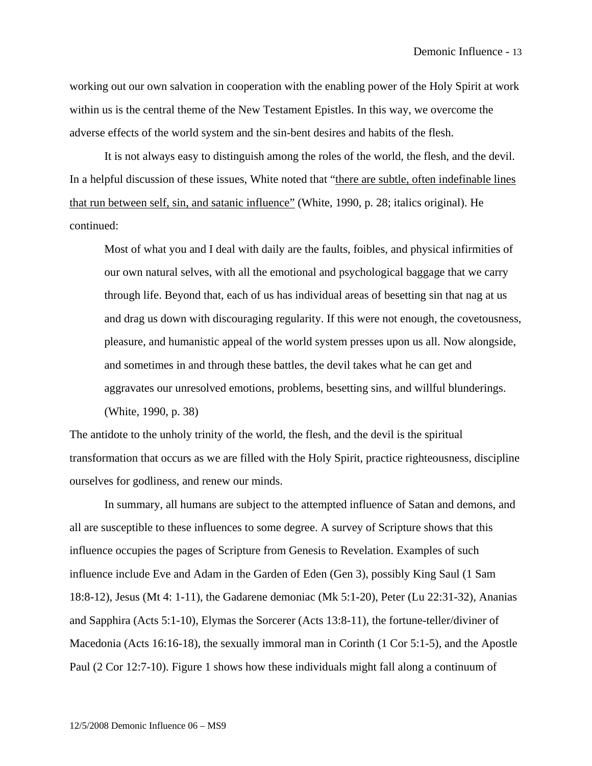working out our own salvation in cooperation with the enabling power of the Holy Spirit at work within us is the central theme of the New Testament Epistles. In this way, we overcome the adverse effects of the world system and the sin-bent desires and habits of the flesh.

It is not always easy to distinguish among the roles of the world, the flesh, and the devil. In a helpful discussion of these issues, White noted that "<u>there are subtle, often indefinable lines that run between self, sin, and satanic influence"</u> (White, 1990, p. 28; italics original). He continued:

> Most of what you and I deal with daily are the faults, foibles, and physical infirmities of our own natural selves, with all the emotional and psychological baggage that we carry through life. Beyond that, each of us has individual areas of besetting sin that nag at us and drag us down with discouraging regularity. If this were not enough, the covetousness, pleasure, and humanistic appeal of the world system presses upon us all. Now alongside, and sometimes in and through these battles, the devil takes what he can get and aggravates our unresolved emotions, problems, besetting sins, and willful blunderings. (White, 1990, p. 38)

The antidote to the unholy trinity of the world, the flesh, and the devil is the spiritual transformation that occurs as we are filled with the Holy Spirit, practice righteousness, discipline ourselves for godliness, and renew our minds.

In summary, all humans are subject to the attempted influence of Satan and demons, and all are susceptible to these influences to some degree. A survey of Scripture shows that this influence occupies the pages of Scripture from Genesis to Revelation. Examples of such influence include Eve and Adam in the Garden of Eden (Gen 3), possibly King Saul (1 Sam 18:8-12), Jesus (Mt 4: 1-11), the Gadarene demoniac (Mk 5:1-20), Peter (Lu 22:31-32), Ananias and Sapphira (Acts 5:1-10), Elymas the Sorcerer (Acts 13:8-11), the fortune-teller/diviner of Macedonia (Acts 16:16-18), the sexually immoral man in Corinth (1 Cor 5:1-5), and the Apostle Paul (2 Cor 12:7-10). Figure 1 shows how these individuals might fall along a continuum of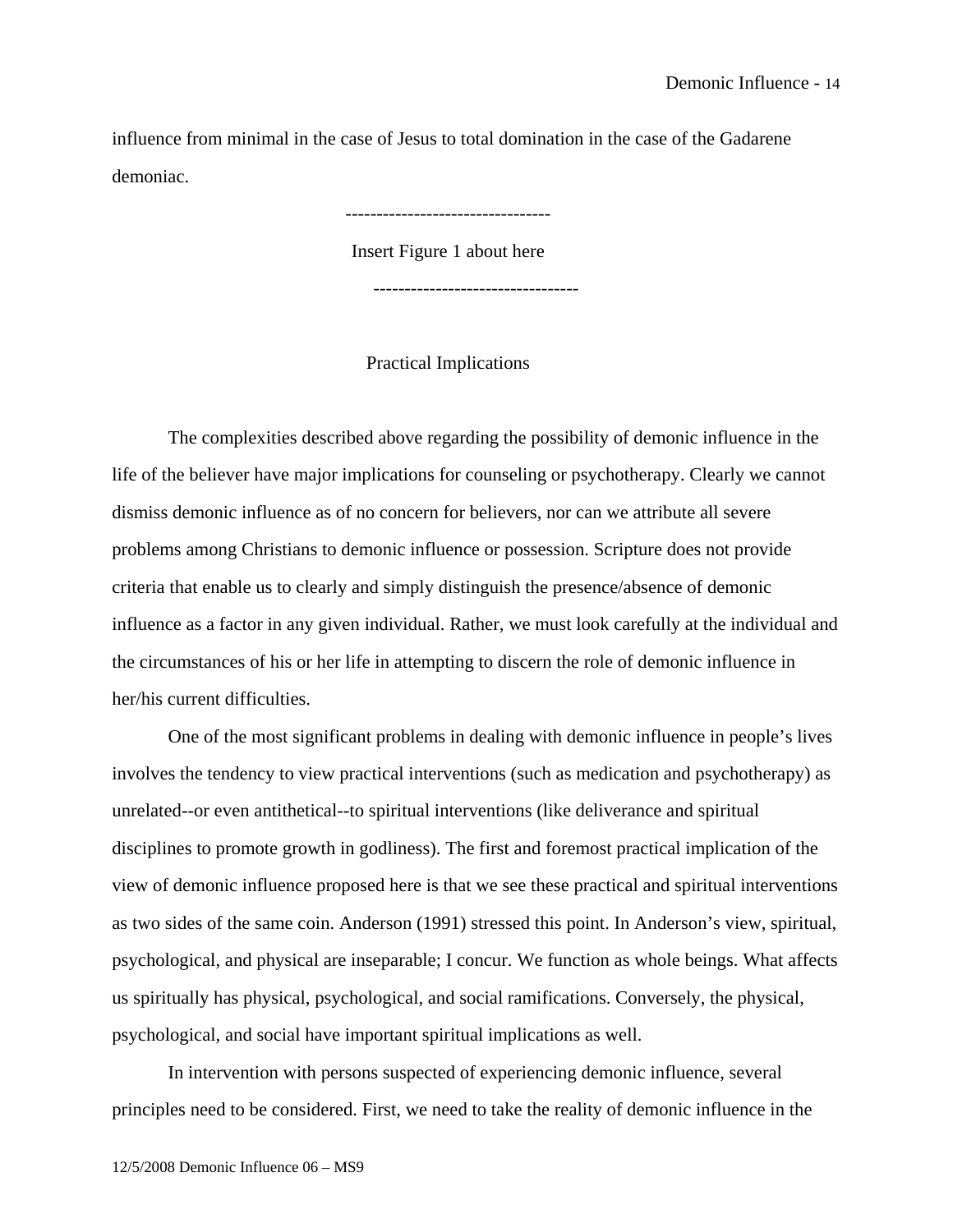influence from minimal in the case of Jesus to total domination in the case of the Gadarene demoniac.

---------------------------------

Insert Figure 1 about here

---------------------------------

## Practical Implications

The complexities described above regarding the possibility of demonic influence in the life of the believer have major implications for counseling or psychotherapy. Clearly we cannot dismiss demonic influence as of no concern for believers, nor can we attribute all severe problems among Christians to demonic influence or possession. Scripture does not provide criteria that enable us to clearly and simply distinguish the presence/absence of demonic influence as a factor in any given individual. Rather, we must look carefully at the individual and the circumstances of his or her life in attempting to discern the role of demonic influence in her/his current difficulties.

One of the most significant problems in dealing with demonic influence in people's lives involves the tendency to view practical interventions (such as medication and psychotherapy) as unrelated--or even antithetical--to spiritual interventions (like deliverance and spiritual disciplines to promote growth in godliness). The first and foremost practical implication of the view of demonic influence proposed here is that we see these practical and spiritual interventions as two sides of the same coin. Anderson (1991) stressed this point. In Anderson's view, spiritual, psychological, and physical are inseparable; I concur. We function as whole beings. What affects us spiritually has physical, psychological, and social ramifications. Conversely, the physical, psychological, and social have important spiritual implications as well.

In intervention with persons suspected of experiencing demonic influence, several principles need to be considered. First, we need to take the reality of demonic influence in the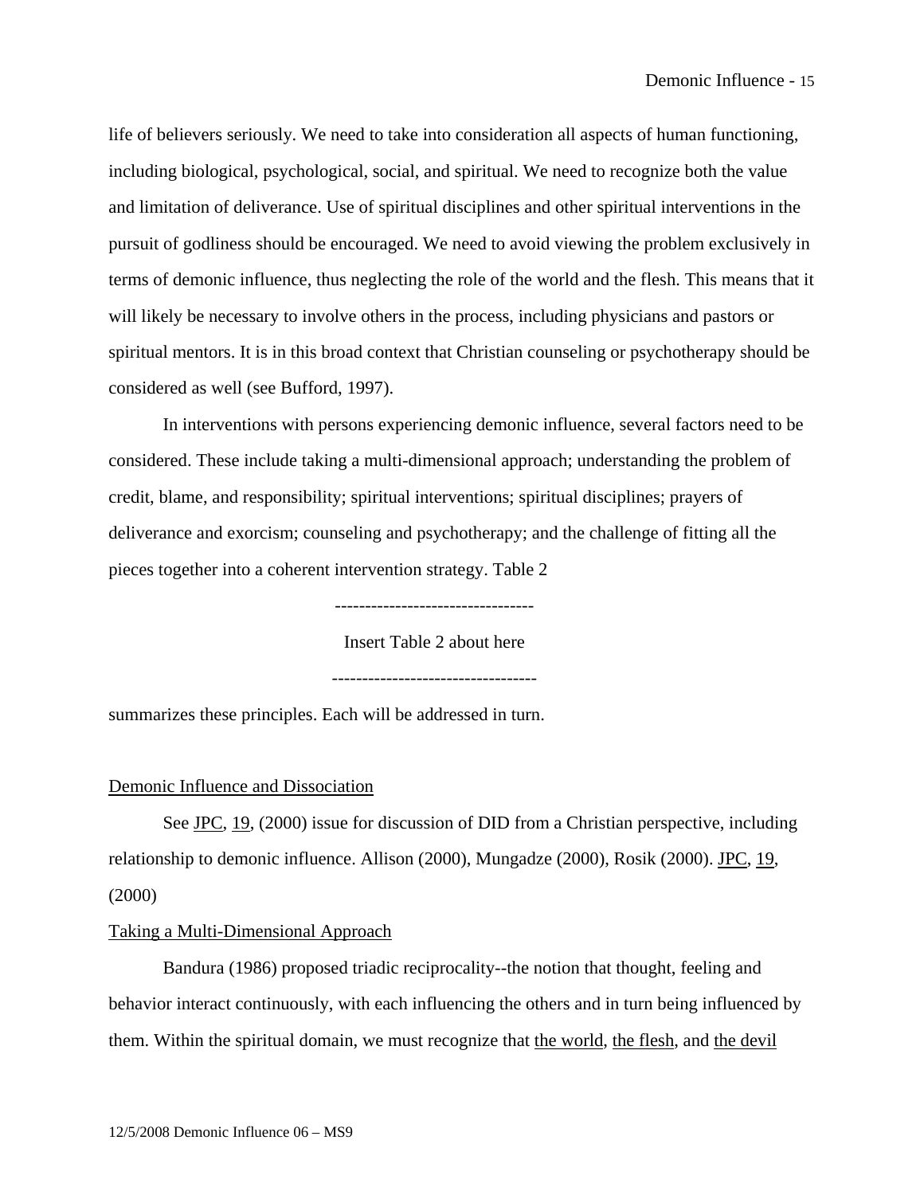life of believers seriously. We need to take into consideration all aspects of human functioning, including biological, psychological, social, and spiritual. We need to recognize both the value and limitation of deliverance. Use of spiritual disciplines and other spiritual interventions in the pursuit of godliness should be encouraged. We need to avoid viewing the problem exclusively in terms of demonic influence, thus neglecting the role of the world and the flesh. This means that it will likely be necessary to involve others in the process, including physicians and pastors or spiritual mentors. It is in this broad context that Christian counseling or psychotherapy should be considered as well (see Bufford, 1997).

In interventions with persons experiencing demonic influence, several factors need to be considered. These include taking a multi-dimensional approach; understanding the problem of credit, blame, and responsibility; spiritual interventions; spiritual disciplines; prayers of deliverance and exorcism; counseling and psychotherapy; and the challenge of fitting all the pieces together into a coherent intervention strategy. Table 2

---------------------------------

Insert Table 2 about here

----------------------------------

summarizes these principles. Each will be addressed in turn.

## Demonic Influence and Dissociation

See JPC, 19, (2000) issue for discussion of DID from a Christian perspective, including relationship to demonic influence. Allison (2000), Mungadze (2000), Rosik (2000). JPC, 19, (2000)

## Taking a Multi-Dimensional Approach

Bandura (1986) proposed triadic reciprocality--the notion that thought, feeling and behavior interact continuously, with each influencing the others and in turn being influenced by them. Within the spiritual domain, we must recognize that the world, the flesh, and the devil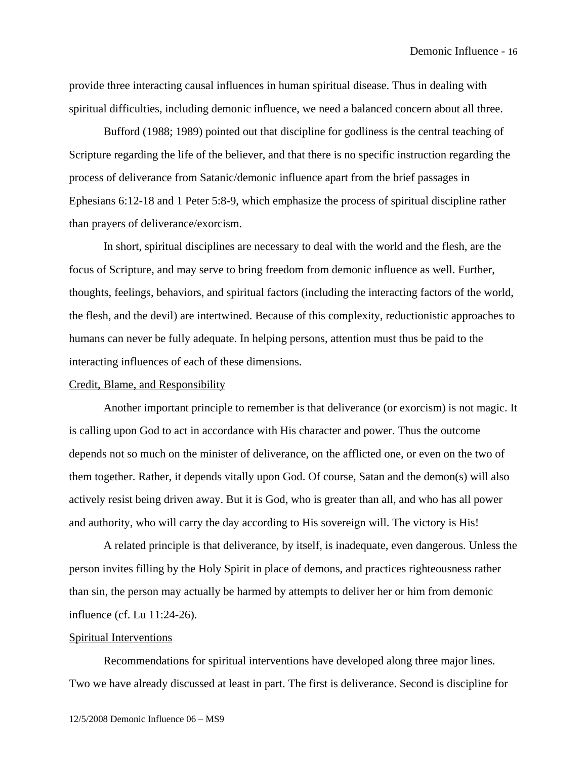provide three interacting causal influences in human spiritual disease. Thus in dealing with spiritual difficulties, including demonic influence, we need a balanced concern about all three.

Bufford (1988; 1989) pointed out that discipline for godliness is the central teaching of Scripture regarding the life of the believer, and that there is no specific instruction regarding the process of deliverance from Satanic/demonic influence apart from the brief passages in Ephesians 6:12-18 and 1 Peter 5:8-9, which emphasize the process of spiritual discipline rather than prayers of deliverance/exorcism.

In short, spiritual disciplines are necessary to deal with the world and the flesh, are the focus of Scripture, and may serve to bring freedom from demonic influence as well. Further, thoughts, feelings, behaviors, and spiritual factors (including the interacting factors of the world, the flesh, and the devil) are intertwined. Because of this complexity, reductionistic approaches to humans can never be fully adequate. In helping persons, attention must thus be paid to the interacting influences of each of these dimensions.

Credit, Blame, and Responsibility

Another important principle to remember is that deliverance (or exorcism) is not magic. It is calling upon God to act in accordance with His character and power. Thus the outcome depends not so much on the minister of deliverance, on the afflicted one, or even on the two of them together. Rather, it depends vitally upon God. Of course, Satan and the demon(s) will also actively resist being driven away. But it is God, who is greater than all, and who has all power and authority, who will carry the day according to His sovereign will. The victory is His!

A related principle is that deliverance, by itself, is inadequate, even dangerous. Unless the person invites filling by the Holy Spirit in place of demons, and practices righteousness rather than sin, the person may actually be harmed by attempts to deliver her or him from demonic influence (cf. Lu 11:24-26).

Spiritual Interventions

Recommendations for spiritual interventions have developed along three major lines. Two we have already discussed at least in part. The first is deliverance. Second is discipline for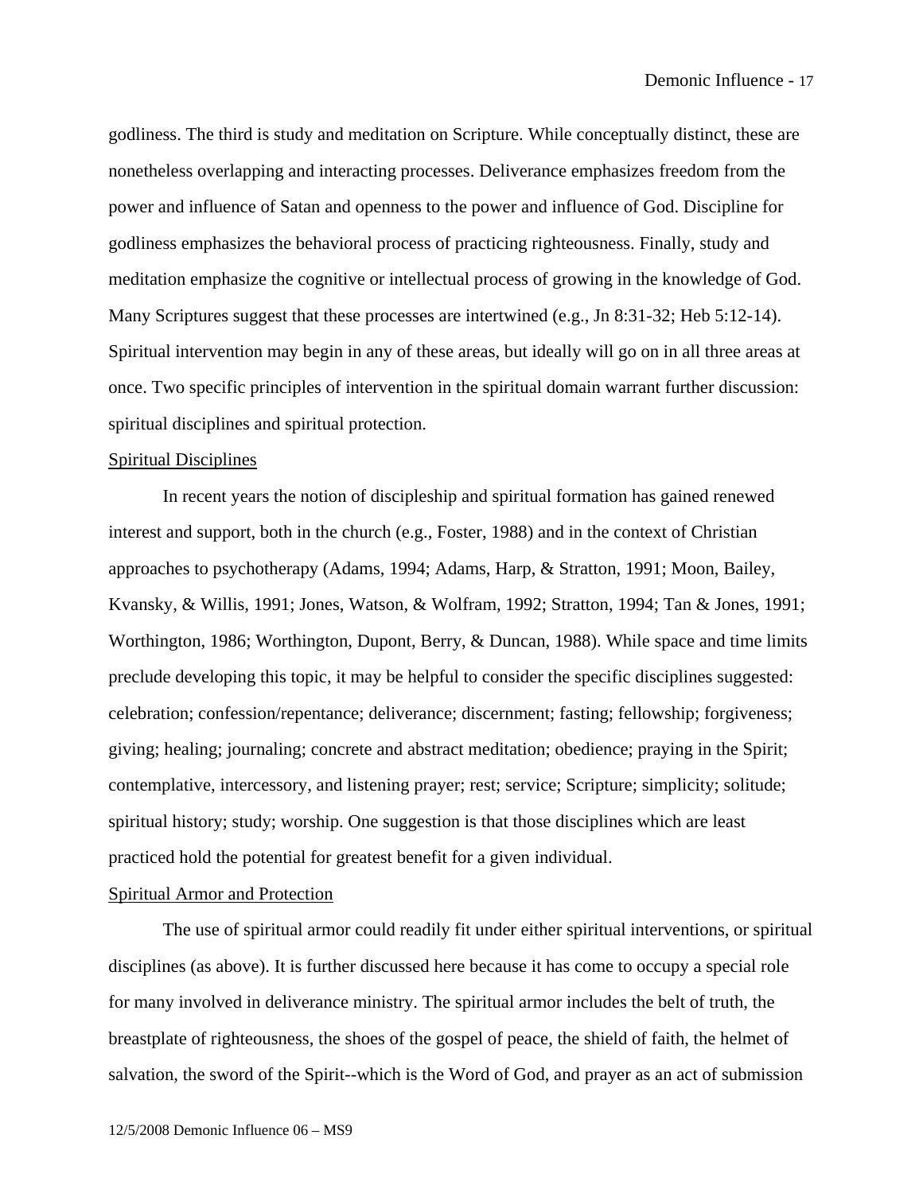godliness. The third is study and meditation on Scripture. While conceptually distinct, these are nonetheless overlapping and interacting processes. Deliverance emphasizes freedom from the power and influence of Satan and openness to the power and influence of God. Discipline for godliness emphasizes the behavioral process of practicing righteousness. Finally, study and meditation emphasize the cognitive or intellectual process of growing in the knowledge of God. Many Scriptures suggest that these processes are intertwined (e.g., Jn 8:31-32; Heb 5:12-14). Spiritual intervention may begin in any of these areas, but ideally will go on in all three areas at once. Two specific principles of intervention in the spiritual domain warrant further discussion: spiritual disciplines and spiritual protection.

<u>Spiritual Disciplines</u>

In recent years the notion of discipleship and spiritual formation has gained renewed interest and support, both in the church (e.g., Foster, 1988) and in the context of Christian approaches to psychotherapy (Adams, 1994; Adams, Harp, & Stratton, 1991; Moon, Bailey, Kvansky, & Willis, 1991; Jones, Watson, & Wolfram, 1992; Stratton, 1994; Tan & Jones, 1991; Worthington, 1986; Worthington, Dupont, Berry, & Duncan, 1988). While space and time limits preclude developing this topic, it may be helpful to consider the specific disciplines suggested: celebration; confession/repentance; deliverance; discernment; fasting; fellowship; forgiveness; giving; healing; journaling; concrete and abstract meditation; obedience; praying in the Spirit; contemplative, intercessory, and listening prayer; rest; service; Scripture; simplicity; solitude; spiritual history; study; worship. One suggestion is that those disciplines which are least practiced hold the potential for greatest benefit for a given individual.

<u>Spiritual Armor and Protection</u>

The use of spiritual armor could readily fit under either spiritual interventions, or spiritual disciplines (as above). It is further discussed here because it has come to occupy a special role for many involved in deliverance ministry. The spiritual armor includes the belt of truth, the breastplate of righteousness, the shoes of the gospel of peace, the shield of faith, the helmet of salvation, the sword of the Spirit--which is the Word of God, and prayer as an act of submission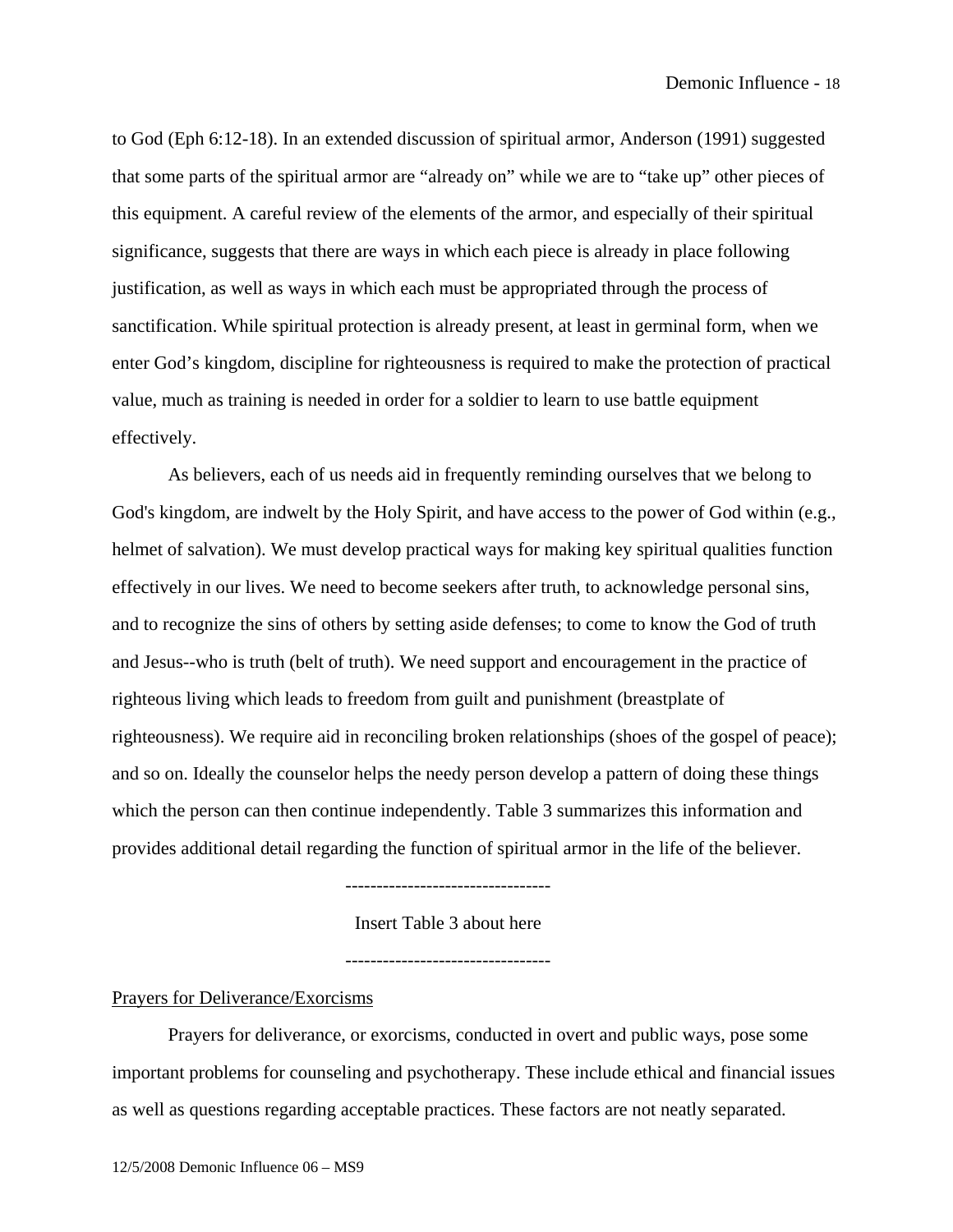to God (Eph 6:12-18). In an extended discussion of spiritual armor, Anderson (1991) suggested that some parts of the spiritual armor are "already on" while we are to "take up" other pieces of this equipment. A careful review of the elements of the armor, and especially of their spiritual significance, suggests that there are ways in which each piece is already in place following justification, as well as ways in which each must be appropriated through the process of sanctification. While spiritual protection is already present, at least in germinal form, when we enter God's kingdom, discipline for righteousness is required to make the protection of practical value, much as training is needed in order for a soldier to learn to use battle equipment effectively.

As believers, each of us needs aid in frequently reminding ourselves that we belong to God's kingdom, are indwelt by the Holy Spirit, and have access to the power of God within (e.g., helmet of salvation). We must develop practical ways for making key spiritual qualities function effectively in our lives. We need to become seekers after truth, to acknowledge personal sins, and to recognize the sins of others by setting aside defenses; to come to know the God of truth and Jesus--who is truth (belt of truth). We need support and encouragement in the practice of righteous living which leads to freedom from guilt and punishment (breastplate of righteousness). We require aid in reconciling broken relationships (shoes of the gospel of peace); and so on. Ideally the counselor helps the needy person develop a pattern of doing these things which the person can then continue independently. Table 3 summarizes this information and provides additional detail regarding the function of spiritual armor in the life of the believer.

---------------------------------

Insert Table 3 about here

---------------------------------

<u>Prayers for Deliverance/Exorcisms</u>

Prayers for deliverance, or exorcisms, conducted in overt and public ways, pose some important problems for counseling and psychotherapy. These include ethical and financial issues as well as questions regarding acceptable practices. These factors are not neatly separated.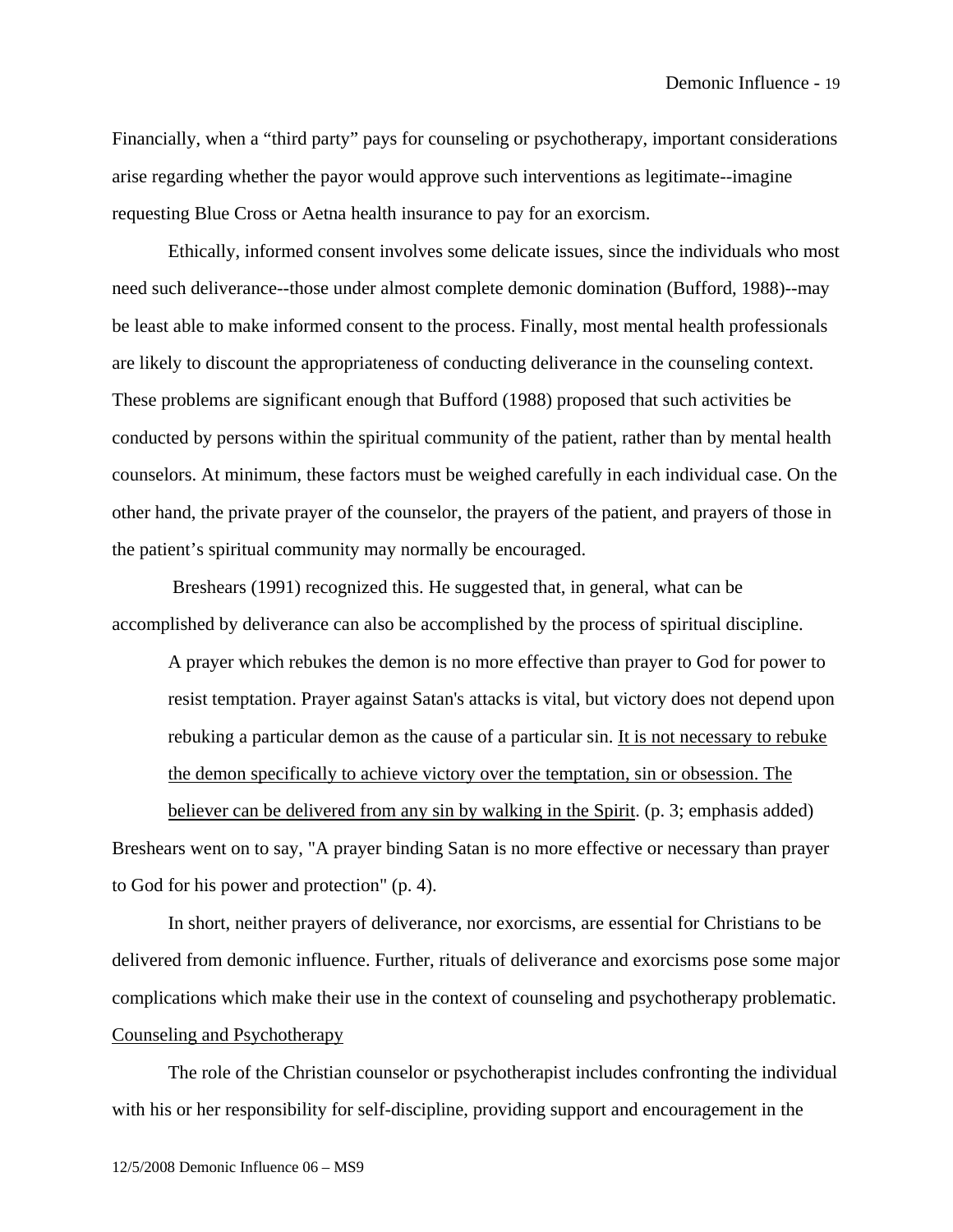Financially, when a "third party" pays for counseling or psychotherapy, important considerations arise regarding whether the payor would approve such interventions as legitimate--imagine requesting Blue Cross or Aetna health insurance to pay for an exorcism.

Ethically, informed consent involves some delicate issues, since the individuals who most need such deliverance--those under almost complete demonic domination (Bufford, 1988)--may be least able to make informed consent to the process. Finally, most mental health professionals are likely to discount the appropriateness of conducting deliverance in the counseling context. These problems are significant enough that Bufford (1988) proposed that such activities be conducted by persons within the spiritual community of the patient, rather than by mental health counselors. At minimum, these factors must be weighed carefully in each individual case. On the other hand, the private prayer of the counselor, the prayers of the patient, and prayers of those in the patient's spiritual community may normally be encouraged.

Breshears (1991) recognized this. He suggested that, in general, what can be accomplished by deliverance can also be accomplished by the process of spiritual discipline.

> A prayer which rebukes the demon is no more effective than prayer to God for power to resist temptation. Prayer against Satan's attacks is vital, but victory does not depend upon rebuking a particular demon as the cause of a particular sin. <u>It is not necessary to rebuke the demon specifically to achieve victory over the temptation, sin or obsession. The believer can be delivered from any sin by walking in the Spirit</u>. (p. 3; emphasis added)

Breshears went on to say, "A prayer binding Satan is no more effective or necessary than prayer to God for his power and protection" (p. 4).

In short, neither prayers of deliverance, nor exorcisms, are essential for Christians to be delivered from demonic influence. Further, rituals of deliverance and exorcisms pose some major complications which make their use in the context of counseling and psychotherapy problematic.

## <u>Counseling and Psychotherapy</u>

The role of the Christian counselor or psychotherapist includes confronting the individual with his or her responsibility for self-discipline, providing support and encouragement in the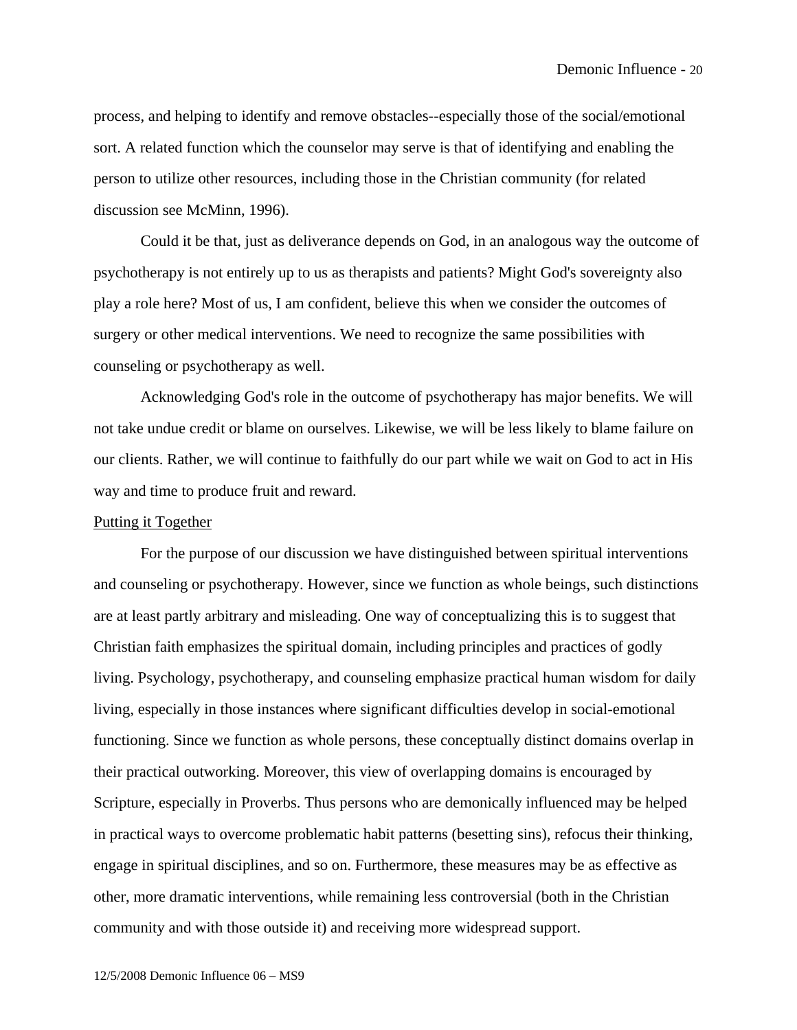process, and helping to identify and remove obstacles--especially those of the social/emotional sort. A related function which the counselor may serve is that of identifying and enabling the person to utilize other resources, including those in the Christian community (for related discussion see McMinn, 1996).

Could it be that, just as deliverance depends on God, in an analogous way the outcome of psychotherapy is not entirely up to us as therapists and patients? Might God's sovereignty also play a role here? Most of us, I am confident, believe this when we consider the outcomes of surgery or other medical interventions. We need to recognize the same possibilities with counseling or psychotherapy as well.

Acknowledging God's role in the outcome of psychotherapy has major benefits. We will not take undue credit or blame on ourselves. Likewise, we will be less likely to blame failure on our clients. Rather, we will continue to faithfully do our part while we wait on God to act in His way and time to produce fruit and reward.

## Putting it Together

For the purpose of our discussion we have distinguished between spiritual interventions and counseling or psychotherapy. However, since we function as whole beings, such distinctions are at least partly arbitrary and misleading. One way of conceptualizing this is to suggest that Christian faith emphasizes the spiritual domain, including principles and practices of godly living. Psychology, psychotherapy, and counseling emphasize practical human wisdom for daily living, especially in those instances where significant difficulties develop in social-emotional functioning. Since we function as whole persons, these conceptually distinct domains overlap in their practical outworking. Moreover, this view of overlapping domains is encouraged by Scripture, especially in Proverbs. Thus persons who are demonically influenced may be helped in practical ways to overcome problematic habit patterns (besetting sins), refocus their thinking, engage in spiritual disciplines, and so on. Furthermore, these measures may be as effective as other, more dramatic interventions, while remaining less controversial (both in the Christian community and with those outside it) and receiving more widespread support.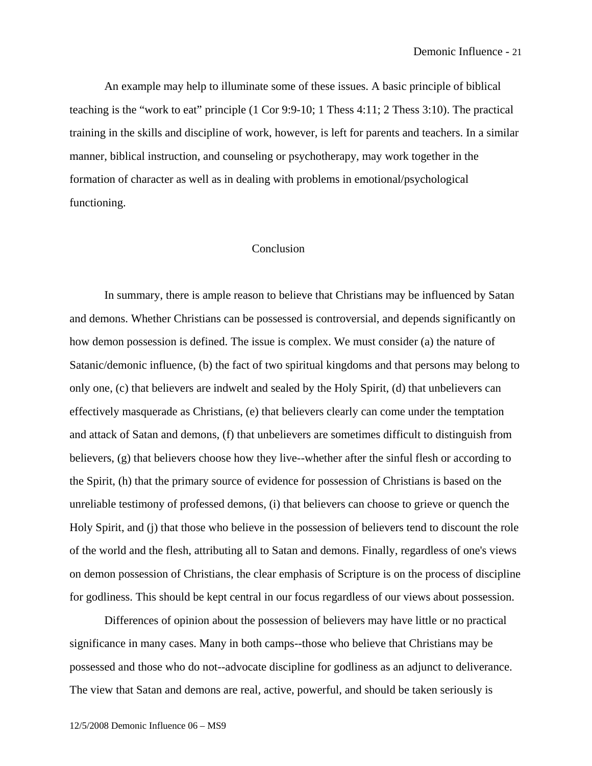An example may help to illuminate some of these issues. A basic principle of biblical teaching is the "work to eat" principle (1 Cor 9:9-10; 1 Thess 4:11; 2 Thess 3:10). The practical training in the skills and discipline of work, however, is left for parents and teachers. In a similar manner, biblical instruction, and counseling or psychotherapy, may work together in the formation of character as well as in dealing with problems in emotional/psychological functioning.

## Conclusion

In summary, there is ample reason to believe that Christians may be influenced by Satan and demons. Whether Christians can be possessed is controversial, and depends significantly on how demon possession is defined. The issue is complex. We must consider (a) the nature of Satanic/demonic influence, (b) the fact of two spiritual kingdoms and that persons may belong to only one, (c) that believers are indwelt and sealed by the Holy Spirit, (d) that unbelievers can effectively masquerade as Christians, (e) that believers clearly can come under the temptation and attack of Satan and demons, (f) that unbelievers are sometimes difficult to distinguish from believers, (g) that believers choose how they live--whether after the sinful flesh or according to the Spirit, (h) that the primary source of evidence for possession of Christians is based on the unreliable testimony of professed demons, (i) that believers can choose to grieve or quench the Holy Spirit, and (j) that those who believe in the possession of believers tend to discount the role of the world and the flesh, attributing all to Satan and demons. Finally, regardless of one's views on demon possession of Christians, the clear emphasis of Scripture is on the process of discipline for godliness. This should be kept central in our focus regardless of our views about possession.

Differences of opinion about the possession of believers may have little or no practical significance in many cases. Many in both camps--those who believe that Christians may be possessed and those who do not--advocate discipline for godliness as an adjunct to deliverance. The view that Satan and demons are real, active, powerful, and should be taken seriously is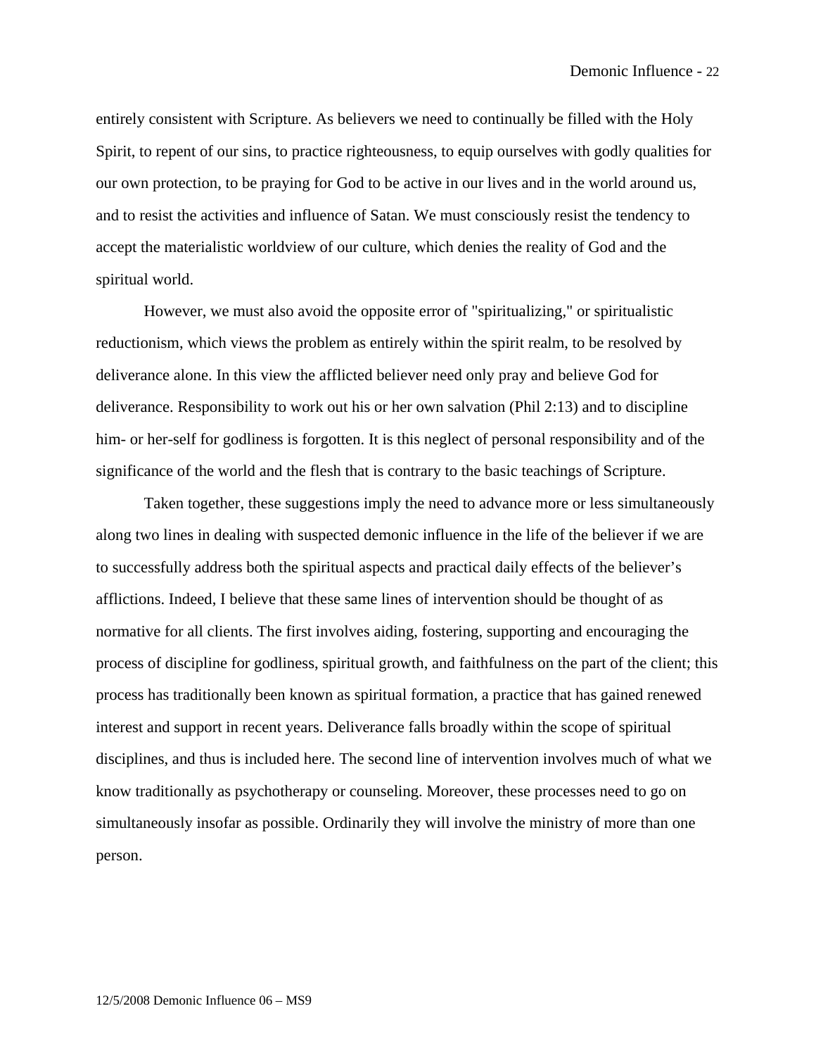entirely consistent with Scripture. As believers we need to continually be filled with the Holy Spirit, to repent of our sins, to practice righteousness, to equip ourselves with godly qualities for our own protection, to be praying for God to be active in our lives and in the world around us, and to resist the activities and influence of Satan. We must consciously resist the tendency to accept the materialistic worldview of our culture, which denies the reality of God and the spiritual world.

However, we must also avoid the opposite error of "spiritualizing," or spiritualistic reductionism, which views the problem as entirely within the spirit realm, to be resolved by deliverance alone. In this view the afflicted believer need only pray and believe God for deliverance. Responsibility to work out his or her own salvation (Phil 2:13) and to discipline him- or her-self for godliness is forgotten. It is this neglect of personal responsibility and of the significance of the world and the flesh that is contrary to the basic teachings of Scripture.

Taken together, these suggestions imply the need to advance more or less simultaneously along two lines in dealing with suspected demonic influence in the life of the believer if we are to successfully address both the spiritual aspects and practical daily effects of the believer's afflictions. Indeed, I believe that these same lines of intervention should be thought of as normative for all clients. The first involves aiding, fostering, supporting and encouraging the process of discipline for godliness, spiritual growth, and faithfulness on the part of the client; this process has traditionally been known as spiritual formation, a practice that has gained renewed interest and support in recent years. Deliverance falls broadly within the scope of spiritual disciplines, and thus is included here. The second line of intervention involves much of what we know traditionally as psychotherapy or counseling. Moreover, these processes need to go on simultaneously insofar as possible. Ordinarily they will involve the ministry of more than one person.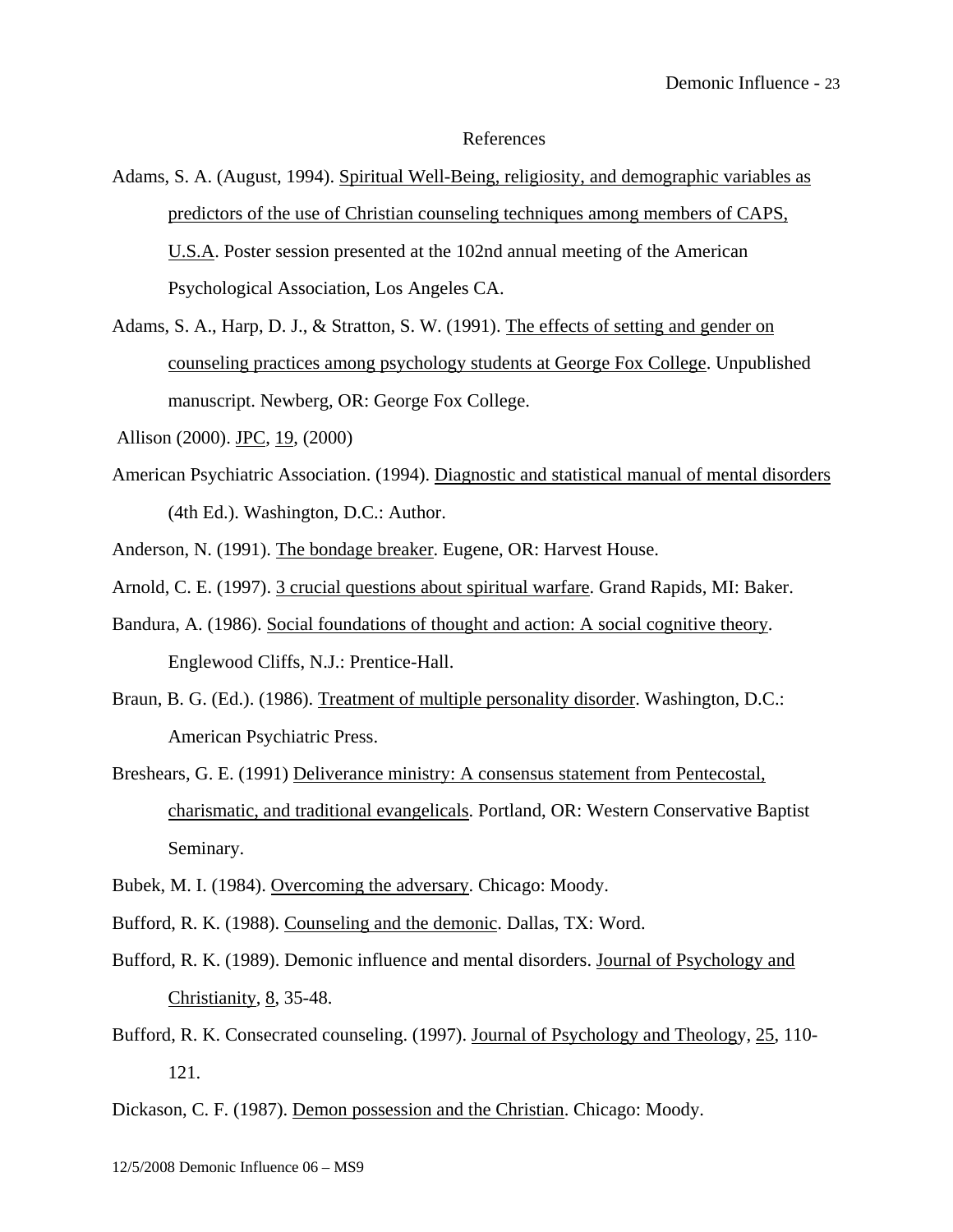## References

Adams, S. A. (August, 1994). <u>Spiritual Well-Being, religiosity, and demographic variables as predictors of the use of Christian counseling techniques among members of CAPS, U.S.A</u>. Poster session presented at the 102nd annual meeting of the American Psychological Association, Los Angeles CA.

Adams, S. A., Harp, D. J., & Stratton, S. W. (1991). <u>The effects of setting and gender on counseling practices among psychology students at George Fox College</u>. Unpublished manuscript. Newberg, OR: George Fox College.

Allison (2000). <u>JPC</u>, <u>19</u>, (2000)

American Psychiatric Association. (1994). <u>Diagnostic and statistical manual of mental disorders</u> (4th Ed.). Washington, D.C.: Author.

Anderson, N. (1991). <u>The bondage breaker</u>. Eugene, OR: Harvest House.

Arnold, C. E. (1997). <u>3 crucial questions about spiritual warfare</u>. Grand Rapids, MI: Baker.

Bandura, A. (1986). <u>Social foundations of thought and action: A social cognitive theory</u>. Englewood Cliffs, N.J.: Prentice-Hall.

Braun, B. G. (Ed.). (1986). <u>Treatment of multiple personality disorder</u>. Washington, D.C.: American Psychiatric Press.

Breshears, G. E. (1991) <u>Deliverance ministry: A consensus statement from Pentecostal, charismatic, and traditional evangelicals</u>. Portland, OR: Western Conservative Baptist Seminary.

Bubek, M. I. (1984). <u>Overcoming the adversary</u>. Chicago: Moody.

Bufford, R. K. (1988). <u>Counseling and the demonic</u>. Dallas, TX: Word.

Bufford, R. K. (1989). Demonic influence and mental disorders. <u>Journal of Psychology and Christianity</u>, <u>8</u>, 35-48.

Bufford, R. K. Consecrated counseling. (1997). <u>Journal of Psychology and Theology</u>, <u>25</u>, 110-121.

Dickason, C. F. (1987). <u>Demon possession and the Christian</u>. Chicago: Moody.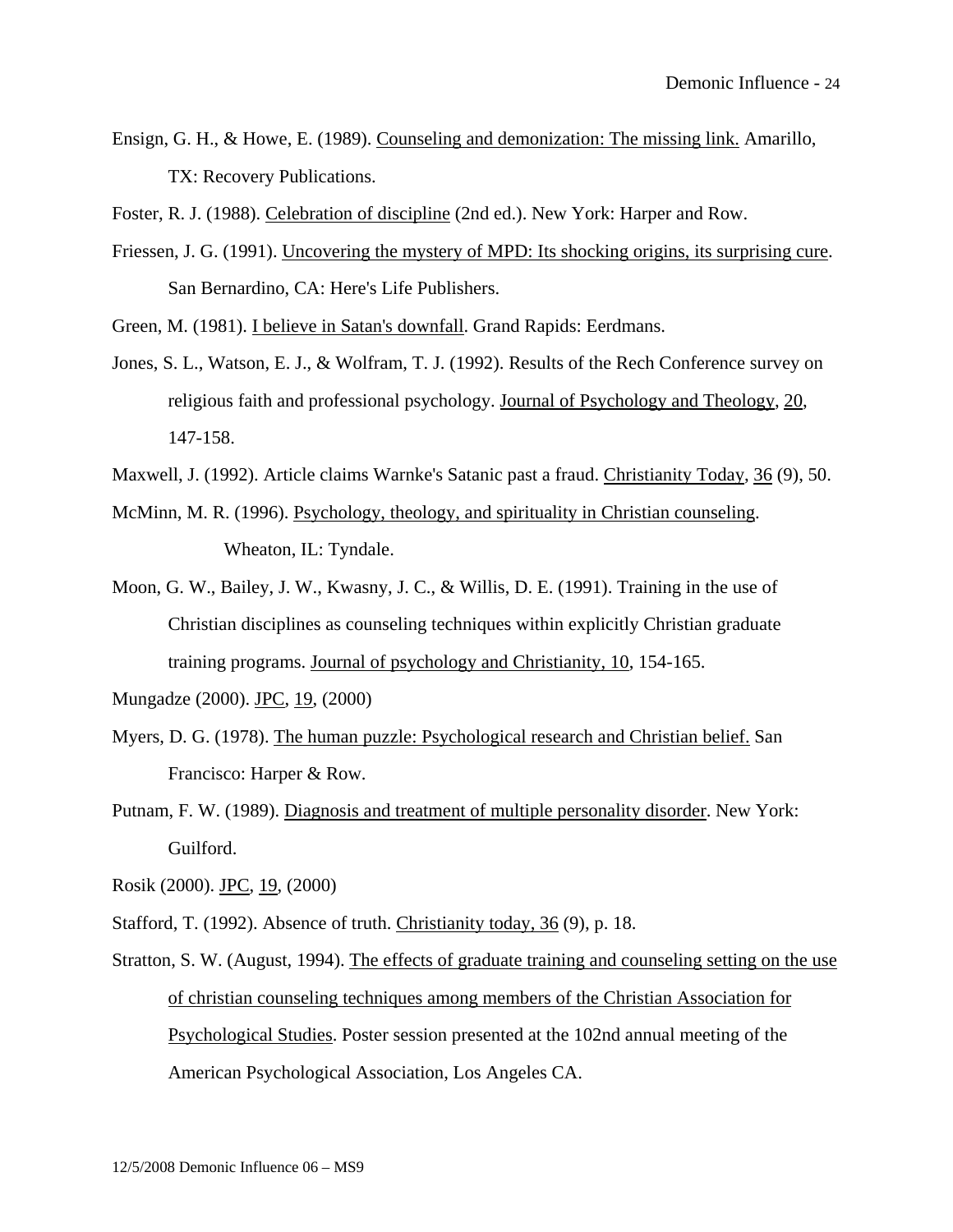Ensign, G. H., & Howe, E. (1989). Counseling and demonization: The missing link. Amarillo, TX: Recovery Publications.

Foster, R. J. (1988). Celebration of discipline (2nd ed.). New York: Harper and Row.

Friessen, J. G. (1991). Uncovering the mystery of MPD: Its shocking origins, its surprising cure. San Bernardino, CA: Here's Life Publishers.

Green, M. (1981). I believe in Satan's downfall. Grand Rapids: Eerdmans.

Jones, S. L., Watson, E. J., & Wolfram, T. J. (1992). Results of the Rech Conference survey on religious faith and professional psychology. Journal of Psychology and Theology, 20, 147-158.

Maxwell, J. (1992). Article claims Warnke's Satanic past a fraud. Christianity Today, 36 (9), 50.

McMinn, M. R. (1996). Psychology, theology, and spirituality in Christian counseling. Wheaton, IL: Tyndale.

Moon, G. W., Bailey, J. W., Kwasny, J. C., & Willis, D. E. (1991). Training in the use of Christian disciplines as counseling techniques within explicitly Christian graduate training programs. Journal of psychology and Christianity, 10, 154-165.

Mungadze (2000). JPC, 19, (2000)

Myers, D. G. (1978). The human puzzle: Psychological research and Christian belief. San Francisco: Harper & Row.

Putnam, F. W. (1989). Diagnosis and treatment of multiple personality disorder. New York: Guilford.

Rosik (2000). JPC, 19, (2000)

Stafford, T. (1992). Absence of truth. Christianity today, 36 (9), p. 18.

Stratton, S. W. (August, 1994). The effects of graduate training and counseling setting on the use of christian counseling techniques among members of the Christian Association for Psychological Studies. Poster session presented at the 102nd annual meeting of the American Psychological Association, Los Angeles CA.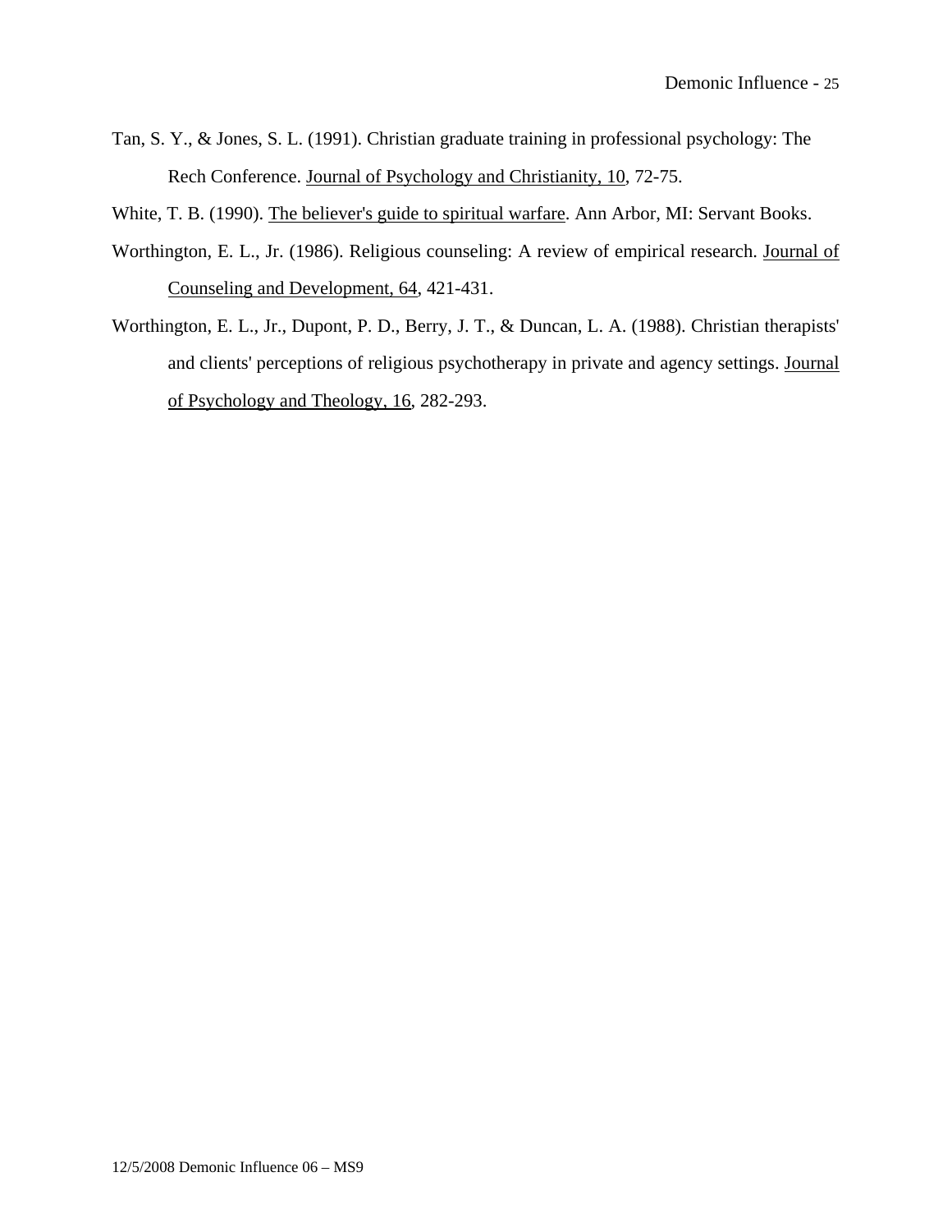Tan, S. Y., & Jones, S. L. (1991). Christian graduate training in professional psychology: The Rech Conference. Journal of Psychology and Christianity, 10, 72-75.

White, T. B. (1990). The believer's guide to spiritual warfare. Ann Arbor, MI: Servant Books.

Worthington, E. L., Jr. (1986). Religious counseling: A review of empirical research. Journal of Counseling and Development, 64, 421-431.

Worthington, E. L., Jr., Dupont, P. D., Berry, J. T., & Duncan, L. A. (1988). Christian therapists' and clients' perceptions of religious psychotherapy in private and agency settings. Journal of Psychology and Theology, 16, 282-293.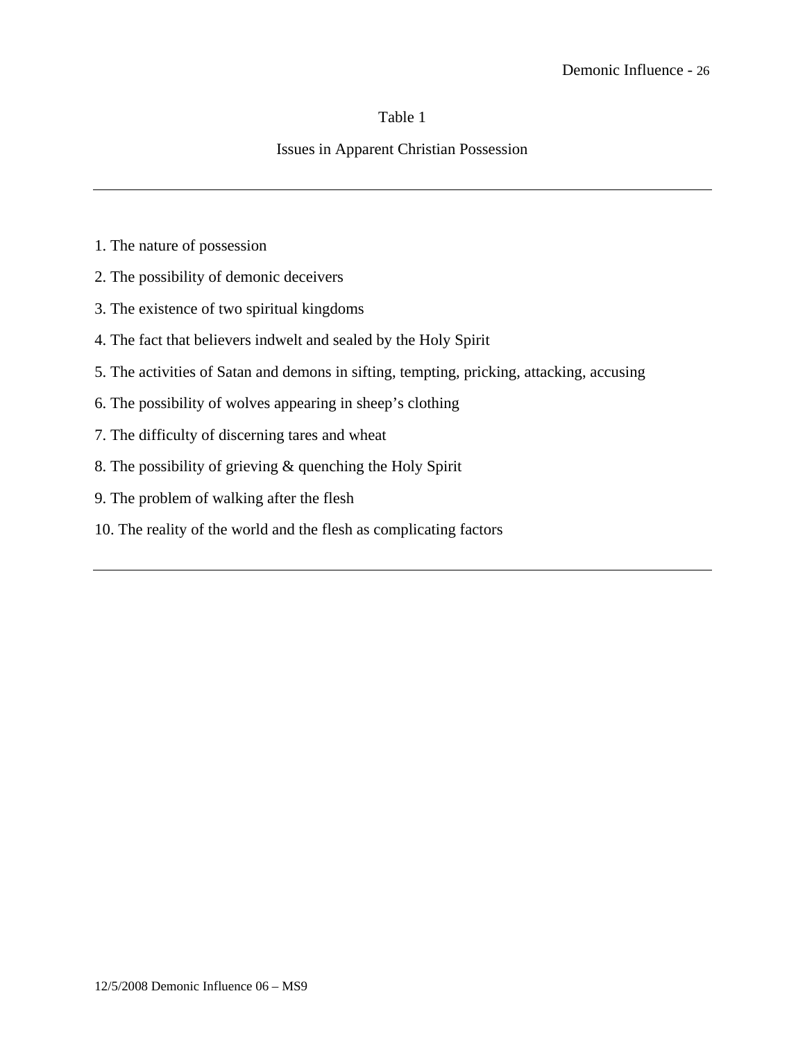Table 1

Issues in Apparent Christian Possession

---

1. The nature of possession
2. The possibility of demonic deceivers
3. The existence of two spiritual kingdoms
4. The fact that believers indwelt and sealed by the Holy Spirit
5. The activities of Satan and demons in sifting, tempting, pricking, attacking, accusing
6. The possibility of wolves appearing in sheep's clothing
7. The difficulty of discerning tares and wheat
8. The possibility of grieving & quenching the Holy Spirit
9. The problem of walking after the flesh
10. The reality of the world and the flesh as complicating factors

---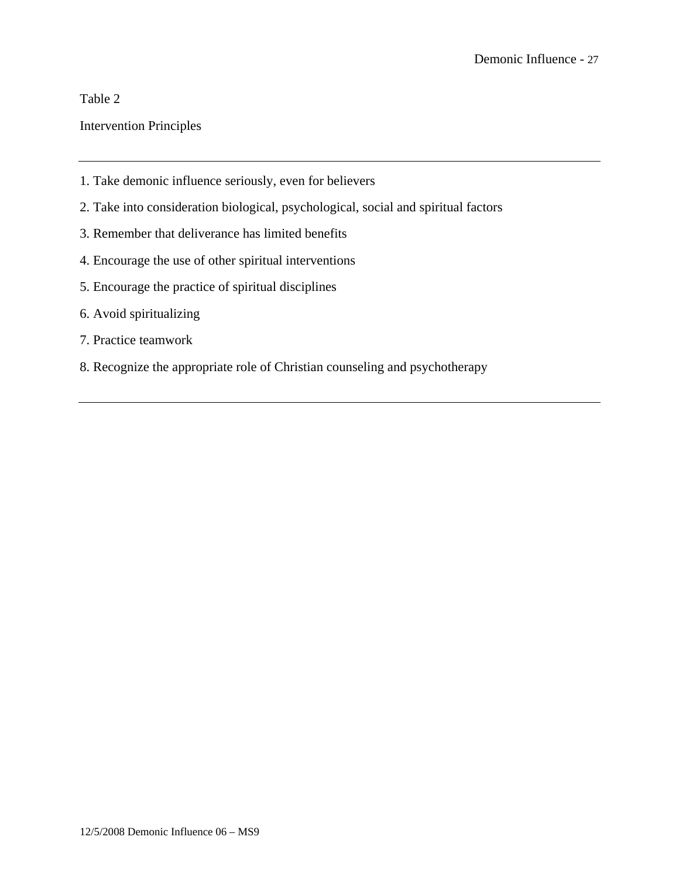Table 2

Intervention Principles

1. Take demonic influence seriously, even for believers
2. Take into consideration biological, psychological, social and spiritual factors
3. Remember that deliverance has limited benefits
4. Encourage the use of other spiritual interventions
5. Encourage the practice of spiritual disciplines
6. Avoid spiritualizing
7. Practice teamwork
8. Recognize the appropriate role of Christian counseling and psychotherapy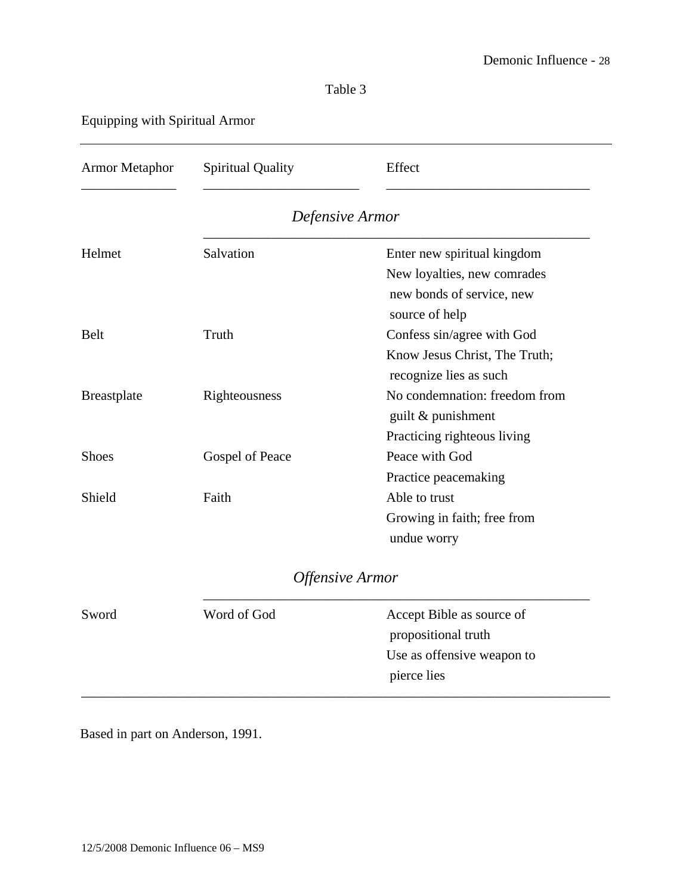Table 3

Equipping with Spiritual Armor

| Armor Metaphor | Spiritual Quality | Effect |
|---|---|---|
| | *Defensive Armor* | |
| Helmet | Salvation | Enter new spiritual kingdom<br>New loyalties, new comrades new bonds of service, new source of help |
| Belt | Truth | Confess sin/agree with God<br>Know Jesus Christ, The Truth; recognize lies as such |
| Breastplate | Righteousness | No condemnation: freedom from guilt & punishment<br>Practicing righteous living |
| Shoes | Gospel of Peace | Peace with God<br>Practice peacemaking |
| Shield | Faith | Able to trust<br>Growing in faith; free from undue worry |
| | *Offensive Armor* | |
| Sword | Word of God | Accept Bible as source of propositional truth<br>Use as offensive weapon to pierce lies |

Based in part on Anderson, 1991.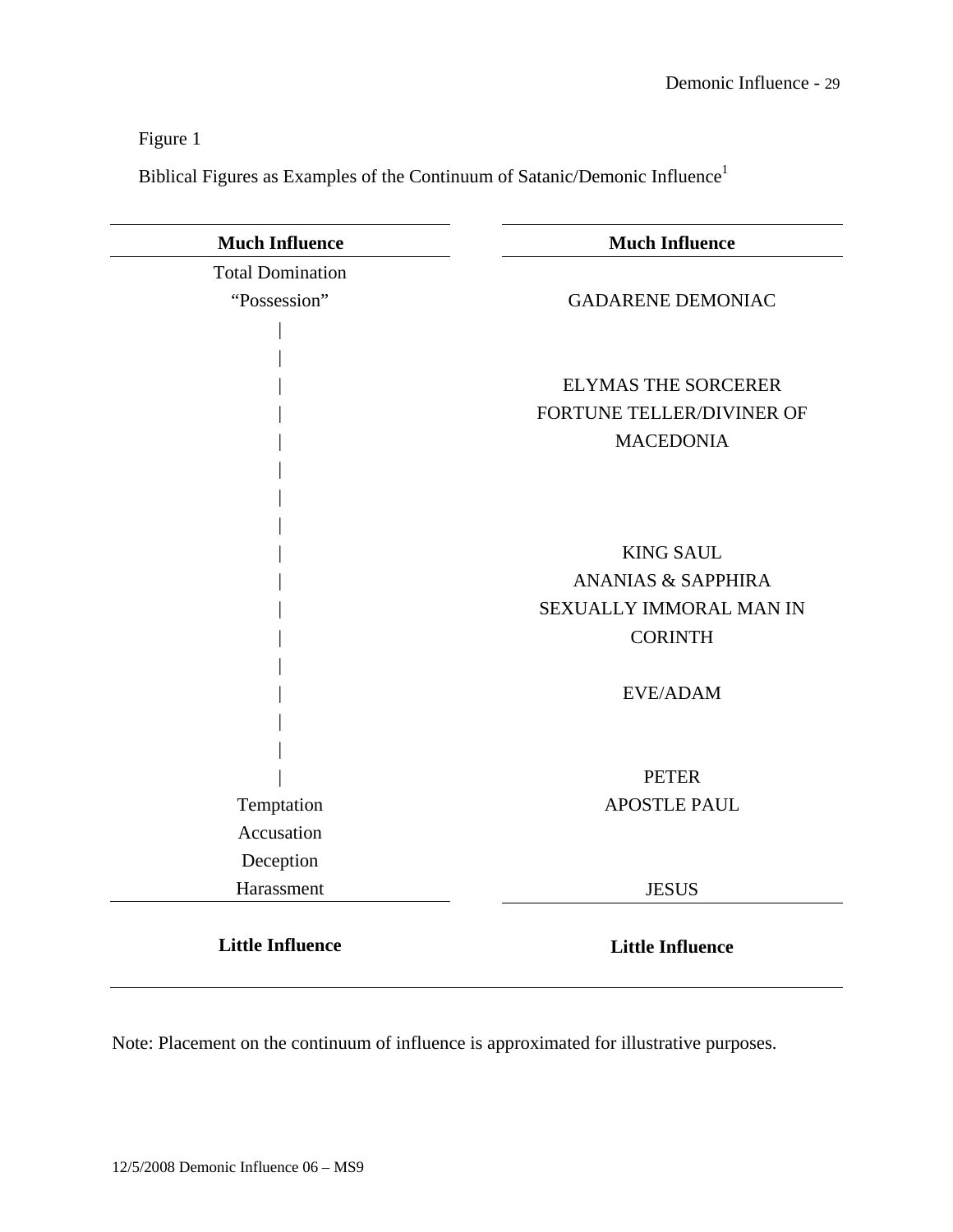Figure 1

Biblical Figures as Examples of the Continuum of Satanic/Demonic Influence[1]

| Much Influence | Much Influence |
|---|---|
| Total Domination | |
| "Possession" | GADARENE DEMONIAC |
| \| | |
| \| | |
| \| | ELYMAS THE SORCERER |
| \| | FORTUNE TELLER/DIVINER OF |
| \| | MACEDONIA |
| \| | |
| \| | |
| \| | |
| \| | KING SAUL |
| \| | ANANIAS & SAPPHIRA |
| \| | SEXUALLY IMMORAL MAN IN |
| \| | CORINTH |
| \| | |
| \| | EVE/ADAM |
| \| | |
| \| | |
| \| | PETER |
| Temptation | APOSTLE PAUL |
| Accusation | |
| Deception | |
| Harassment | JESUS |
| **Little Influence** | **Little Influence** |

Note: Placement on the continuum of influence is approximated for illustrative purposes.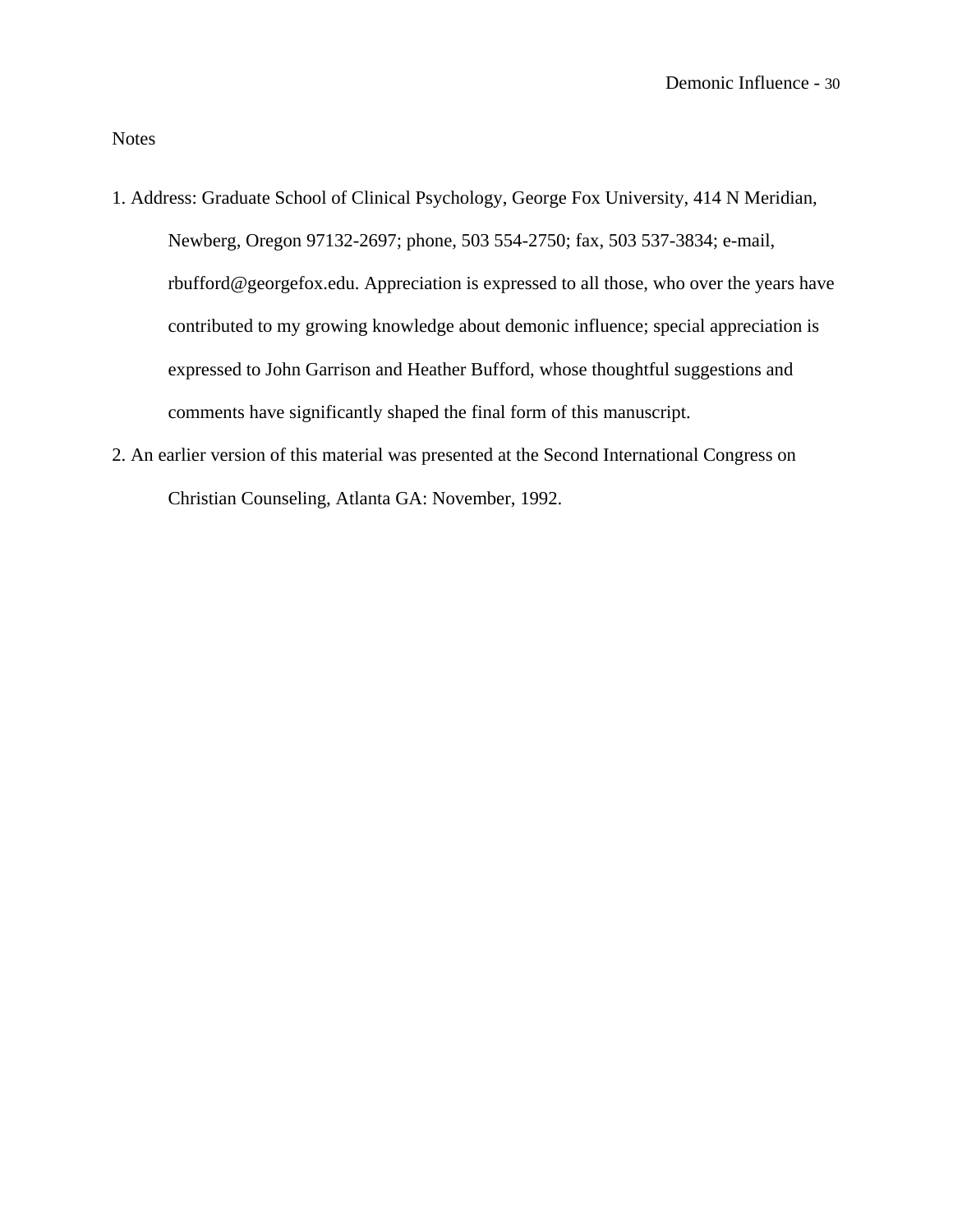Notes

1. Address: Graduate School of Clinical Psychology, George Fox University, 414 N Meridian, Newberg, Oregon 97132-2697; phone, 503 554-2750; fax, 503 537-3834; e-mail, rbufford@georgefox.edu. Appreciation is expressed to all those, who over the years have contributed to my growing knowledge about demonic influence; special appreciation is expressed to John Garrison and Heather Bufford, whose thoughtful suggestions and comments have significantly shaped the final form of this manuscript.
2. An earlier version of this material was presented at the Second International Congress on Christian Counseling, Atlanta GA: November, 1992.